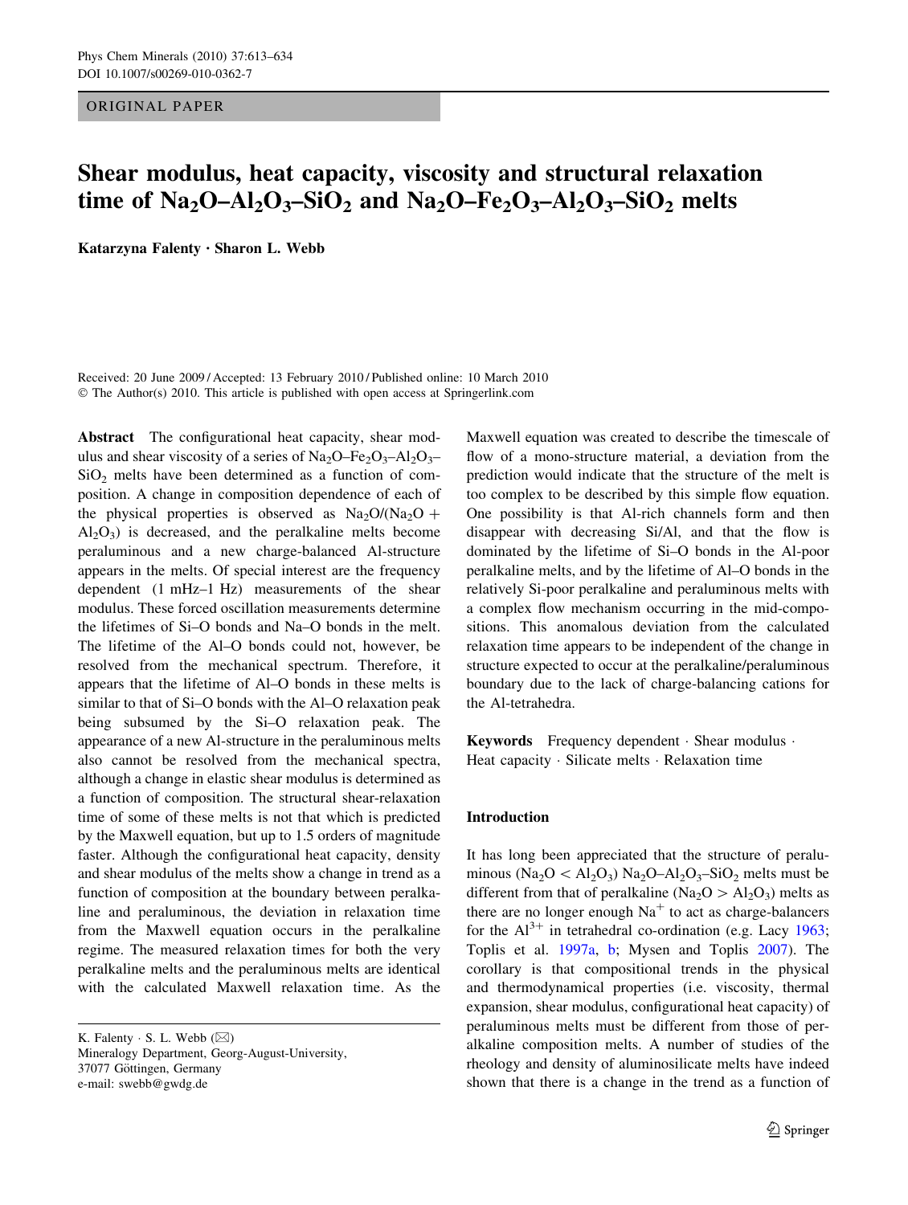ORIGINAL PAPER

# Shear modulus, heat capacity, viscosity and structural relaxation time of $Na_2O$–$Al_2O_3$–$SiO_2$ and $Na_2O$–$Fe_2O_3$–$Al_2O_3$–$SiO_2$ melts

**Katarzyna Falenty · Sharon L. Webb**

Received: 20 June 2009 / Accepted: 13 February 2010 / Published online: 10 March 2010
© The Author(s) 2010. This article is published with open access at Springerlink.com

**Abstract** The configurational heat capacity, shear modulus and shear viscosity of a series of $Na_2O$–$Fe_2O_3$–$Al_2O_3$–$SiO_2$ melts have been determined as a function of composition. A change in composition dependence of each of the physical properties is observed as $Na_2O/(Na_2O + Al_2O_3)$ is decreased, and the peralkaline melts become peraluminous and a new charge-balanced Al-structure appears in the melts. Of special interest are the frequency dependent (1 mHz–1 Hz) measurements of the shear modulus. These forced oscillation measurements determine the lifetimes of Si–O bonds and Na–O bonds in the melt. The lifetime of the Al–O bonds could not, however, be resolved from the mechanical spectrum. Therefore, it appears that the lifetime of Al–O bonds in these melts is similar to that of Si–O bonds with the Al–O relaxation peak being subsumed by the Si–O relaxation peak. The appearance of a new Al-structure in the peraluminous melts also cannot be resolved from the mechanical spectra, although a change in elastic shear modulus is determined as a function of composition. The structural shear-relaxation time of some of these melts is not that which is predicted by the Maxwell equation, but up to 1.5 orders of magnitude faster. Although the configurational heat capacity, density and shear modulus of the melts show a change in trend as a function of composition at the boundary between peralkaline and peraluminous, the deviation in relaxation time from the Maxwell equation occurs in the peralkaline regime. The measured relaxation times for both the very peralkaline melts and the peraluminous melts are identical with the calculated Maxwell relaxation time. As the Maxwell equation was created to describe the timescale of flow of a mono-structure material, a deviation from the prediction would indicate that the structure of the melt is too complex to be described by this simple flow equation. One possibility is that Al-rich channels form and then disappear with decreasing Si/Al, and that the flow is dominated by the lifetime of Si–O bonds in the Al-poor peralkaline melts, and by the lifetime of Al–O bonds in the relatively Si-poor peralkaline and peraluminous melts with a complex flow mechanism occurring in the mid-compositions. This anomalous deviation from the calculated relaxation time appears to be independent of the change in structure expected to occur at the peralkaline/peraluminous boundary due to the lack of charge-balancing cations for the Al-tetrahedra.

**Keywords** Frequency dependent · Shear modulus · Heat capacity · Silicate melts · Relaxation time

K. Falenty · S. L. Webb (✉)
Mineralogy Department, Georg-August-University,
37077 Göttingen, Germany
e-mail: swebb@gwdg.de

## Introduction

It has long been appreciated that the structure of peraluminous ($Na_2O < Al_2O_3$) $Na_2O$–$Al_2O_3$–$SiO_2$ melts must be different from that of peralkaline ($Na_2O > Al_2O_3$) melts as there are no longer enough $Na^+$ to act as charge-balancers for the $Al^{3+}$ in tetrahedral co-ordination (e.g. Lacy 1963; Toplis et al. 1997a, b; Mysen and Toplis 2007). The corollary is that compositional trends in the physical and thermodynamical properties (i.e. viscosity, thermal expansion, shear modulus, configurational heat capacity) of peraluminous melts must be different from those of peralkaline composition melts. A number of studies of the rheology and density of aluminosilicate melts have indeed shown that there is a change in the trend as a function of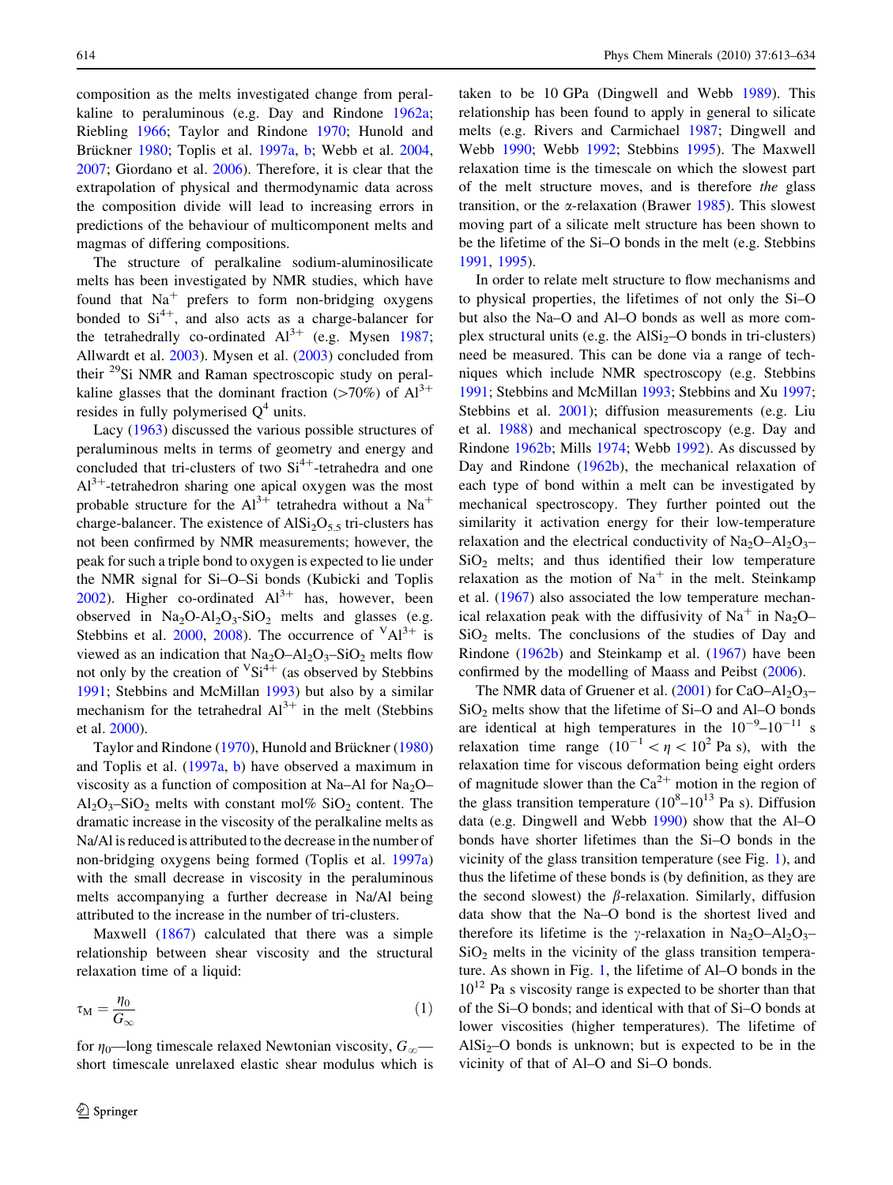composition as the melts investigated change from peralkaline to peraluminous (e.g. Day and Rindone 1962a; Riebling 1966; Taylor and Rindone 1970; Hunold and Brückner 1980; Toplis et al. 1997a, b; Webb et al. 2004, 2007; Giordano et al. 2006). Therefore, it is clear that the extrapolation of physical and thermodynamic data across the composition divide will lead to increasing errors in predictions of the behaviour of multicomponent melts and magmas of differing compositions.

The structure of peralkaline sodium-aluminosilicate melts has been investigated by NMR studies, which have found that $Na^{+}$ prefers to form non-bridging oxygens bonded to $Si^{4+}$, and also acts as a charge-balancer for the tetrahedrally co-ordinated $Al^{3+}$ (e.g. Mysen 1987; Allwardt et al. 2003). Mysen et al. (2003) concluded from their $^{29}$Si NMR and Raman spectroscopic study on peralkaline glasses that the dominant fraction (>70%) of $Al^{3+}$ resides in fully polymerised $Q^4$ units.

Lacy (1963) discussed the various possible structures of peraluminous melts in terms of geometry and energy and concluded that tri-clusters of two $Si^{4+}$-tetrahedra and one $Al^{3+}$-tetrahedron sharing one apical oxygen was the most probable structure for the $Al^{3+}$ tetrahedra without a $Na^{+}$ charge-balancer. The existence of $AlSi_2O_{5.5}$ tri-clusters has not been confirmed by NMR measurements; however, the peak for such a triple bond to oxygen is expected to lie under the NMR signal for Si–O–Si bonds (Kubicki and Toplis 2002). Higher co-ordinated $Al^{3+}$ has, however, been observed in $Na_2O$-$Al_2O_3$-$SiO_2$ melts and glasses (e.g. Stebbins et al. 2000, 2008). The occurrence of $^{V}Al^{3+}$ is viewed as an indication that $Na_2O$–$Al_2O_3$–$SiO_2$ melts flow not only by the creation of $^{V}Si^{4+}$ (as observed by Stebbins 1991; Stebbins and McMillan 1993) but also by a similar mechanism for the tetrahedral $Al^{3+}$ in the melt (Stebbins et al. 2000).

Taylor and Rindone (1970), Hunold and Brückner (1980) and Toplis et al. (1997a, b) have observed a maximum in viscosity as a function of composition at Na–Al for $Na_2O$–$Al_2O_3$–$SiO_2$ melts with constant mol% $SiO_2$ content. The dramatic increase in the viscosity of the peralkaline melts as Na/Al is reduced is attributed to the decrease in the number of non-bridging oxygens being formed (Toplis et al. 1997a) with the small decrease in viscosity in the peraluminous melts accompanying a further decrease in Na/Al being attributed to the increase in the number of tri-clusters.

Maxwell (1867) calculated that there was a simple relationship between shear viscosity and the structural relaxation time of a liquid:

$$\tau_{M} = \frac{\eta_0}{G_\infty} \tag{1}$$

for $\eta_0$—long timescale relaxed Newtonian viscosity, $G_\infty$—short timescale unrelaxed elastic shear modulus which is taken to be 10 GPa (Dingwell and Webb 1989). This relationship has been found to apply in general to silicate melts (e.g. Rivers and Carmichael 1987; Dingwell and Webb 1990; Webb 1992; Stebbins 1995). The Maxwell relaxation time is the timescale on which the slowest part of the melt structure moves, and is therefore *the* glass transition, or the $\alpha$-relaxation (Brawer 1985). This slowest moving part of a silicate melt structure has been shown to be the lifetime of the Si–O bonds in the melt (e.g. Stebbins 1991, 1995).

In order to relate melt structure to flow mechanisms and to physical properties, the lifetimes of not only the Si–O but also the Na–O and Al–O bonds as well as more complex structural units (e.g. the $AlSi_2$–O bonds in tri-clusters) need be measured. This can be done via a range of techniques which include NMR spectroscopy (e.g. Stebbins 1991; Stebbins and McMillan 1993; Stebbins and Xu 1997; Stebbins et al. 2001); diffusion measurements (e.g. Liu et al. 1988) and mechanical spectroscopy (e.g. Day and Rindone 1962b; Mills 1974; Webb 1992). As discussed by Day and Rindone (1962b), the mechanical relaxation of each type of bond within a melt can be investigated by mechanical spectroscopy. They further pointed out the similarity it activation energy for their low-temperature relaxation and the electrical conductivity of $Na_2O$–$Al_2O_3$–$SiO_2$ melts; and thus identified their low temperature relaxation as the motion of $Na^{+}$ in the melt. Steinkamp et al. (1967) also associated the low temperature mechanical relaxation peak with the diffusivity of $Na^{+}$ in $Na_2O$–$SiO_2$ melts. The conclusions of the studies of Day and Rindone (1962b) and Steinkamp et al. (1967) have been confirmed by the modelling of Maass and Peibst (2006).

The NMR data of Gruener et al. (2001) for $CaO$–$Al_2O_3$–$SiO_2$ melts show that the lifetime of Si–O and Al–O bonds are identical at high temperatures in the $10^{-9}$–$10^{-11}$ s relaxation time range ($10^{-1} < \eta < 10^{2}$ Pa s), with the relaxation time for viscous deformation being eight orders of magnitude slower than the $Ca^{2+}$ motion in the region of the glass transition temperature ($10^{8}$–$10^{13}$ Pa s). Diffusion data (e.g. Dingwell and Webb 1990) show that the Al–O bonds have shorter lifetimes than the Si–O bonds in the vicinity of the glass transition temperature (see Fig. 1), and thus the lifetime of these bonds is (by definition, as they are the second slowest) the $\beta$-relaxation. Similarly, diffusion data show that the Na–O bond is the shortest lived and therefore its lifetime is the $\gamma$-relaxation in $Na_2O$–$Al_2O_3$–$SiO_2$ melts in the vicinity of the glass transition temperature. As shown in Fig. 1, the lifetime of Al–O bonds in the $10^{12}$ Pa s viscosity range is expected to be shorter than that of the Si–O bonds; and identical with that of Si–O bonds at lower viscosities (higher temperatures). The lifetime of $AlSi_2$–O bonds is unknown; but is expected to be in the vicinity of that of Al–O and Si–O bonds.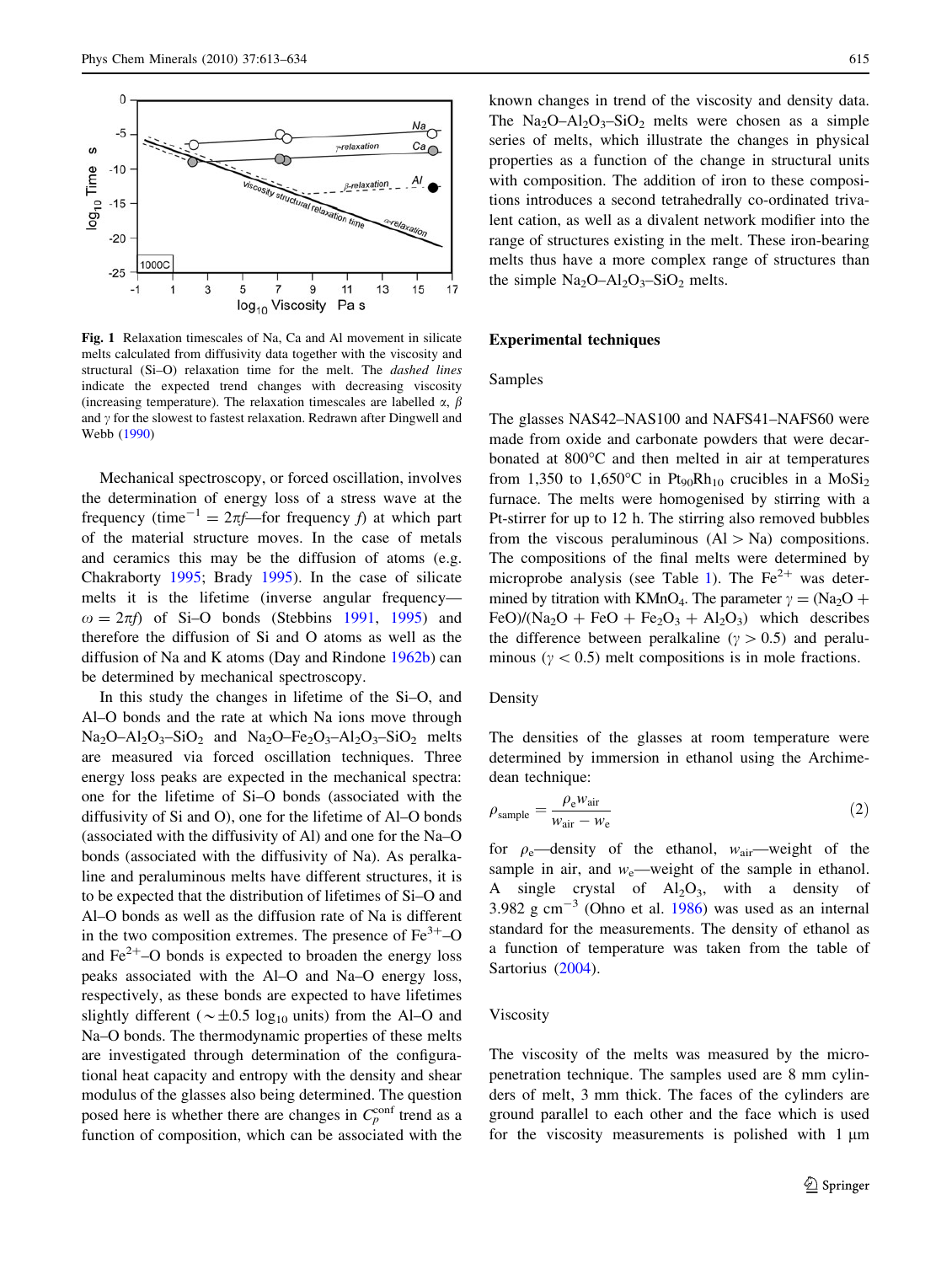Fig. 1 Relaxation timescales of Na, Ca and Al movement in silicate melts calculated from diffusivity data together with the viscosity and structural (Si–O) relaxation time for the melt. The *dashed lines* indicate the expected trend changes with decreasing viscosity (increasing temperature). The relaxation timescales are labelled α, β and γ for the slowest to fastest relaxation. Redrawn after Dingwell and Webb (1990)

Mechanical spectroscopy, or forced oscillation, involves the determination of energy loss of a stress wave at the frequency (time$^{-1}$ = $2\pi f$—for frequency $f$) at which part of the material structure moves. In the case of metals and ceramics this may be the diffusion of atoms (e.g. Chakraborty 1995; Brady 1995). In the case of silicate melts it is the lifetime (inverse angular frequency—$\omega = 2\pi f$) of Si–O bonds (Stebbins 1991, 1995) and therefore the diffusion of Si and O atoms as well as the diffusion of Na and K atoms (Day and Rindone 1962b) can be determined by mechanical spectroscopy.

In this study the changes in lifetime of the Si–O, and Al–O bonds and the rate at which Na ions move through $Na_2O$–$Al_2O_3$–$SiO_2$ and $Na_2O$–$Fe_2O_3$–$Al_2O_3$–$SiO_2$ melts are measured via forced oscillation techniques. Three energy loss peaks are expected in the mechanical spectra: one for the lifetime of Si–O bonds (associated with the diffusivity of Si and O), one for the lifetime of Al–O bonds (associated with the diffusivity of Al) and one for the Na–O bonds (associated with the diffusivity of Na). As peralkaline and peraluminous melts have different structures, it is to be expected that the distribution of lifetimes of Si–O and Al–O bonds as well as the diffusion rate of Na is different in the two composition extremes. The presence of $Fe^{3+}$–O and $Fe^{2+}$–O bonds is expected to broaden the energy loss peaks associated with the Al–O and Na–O energy loss, respectively, as these bonds are expected to have lifetimes slightly different ($\sim\pm 0.5$ $\log_{10}$ units) from the Al–O and Na–O bonds. The thermodynamic properties of these melts are investigated through determination of the configurational heat capacity and entropy with the density and shear modulus of the glasses also being determined. The question posed here is whether there are changes in $C_p^{\mathrm{conf}}$ trend as a function of composition, which can be associated with the known changes in trend of the viscosity and density data. The $Na_2O$–$Al_2O_3$–$SiO_2$ melts were chosen as a simple series of melts, which illustrate the changes in physical properties as a function of the change in structural units with composition. The addition of iron to these compositions introduces a second tetrahedrally co-ordinated trivalent cation, as well as a divalent network modifier into the range of structures existing in the melt. These iron-bearing melts thus have a more complex range of structures than the simple $Na_2O$–$Al_2O_3$–$SiO_2$ melts.

## Experimental techniques

### Samples

The glasses NAS42–NAS100 and NAFS41–NAFS60 were made from oxide and carbonate powders that were decarbonated at 800°C and then melted in air at temperatures from 1,350 to 1,650°C in $Pt_{90}Rh_{10}$ crucibles in a $MoSi_2$ furnace. The melts were homogenised by stirring with a Pt-stirrer for up to 12 h. The stirring also removed bubbles from the viscous peraluminous (Al > Na) compositions. The compositions of the final melts were determined by microprobe analysis (see Table 1). The $Fe^{2+}$ was determined by titration with $KMnO_4$. The parameter $\gamma = (Na_2O + FeO)/(Na_2O + FeO + Fe_2O_3 + Al_2O_3)$ which describes the difference between peralkaline ($\gamma > 0.5$) and peraluminous ($\gamma < 0.5$) melt compositions is in mole fractions.

### Density

The densities of the glasses at room temperature were determined by immersion in ethanol using the Archimedean technique:

$$\rho_{\mathrm{sample}} = \frac{\rho_{\mathrm{e}} w_{\mathrm{air}}}{w_{\mathrm{air}} - w_{\mathrm{e}}} \quad (2)$$

for $\rho_{\mathrm{e}}$—density of the ethanol, $w_{\mathrm{air}}$—weight of the sample in air, and $w_{\mathrm{e}}$—weight of the sample in ethanol. A single crystal of $Al_2O_3$, with a density of 3.982 g cm$^{-3}$ (Ohno et al. 1986) was used as an internal standard for the measurements. The density of ethanol as a function of temperature was taken from the table of Sartorius (2004).

### Viscosity

The viscosity of the melts was measured by the micropenetration technique. The samples used are 8 mm cylinders of melt, 3 mm thick. The faces of the cylinders are ground parallel to each other and the face which is used for the viscosity measurements is polished with 1 μm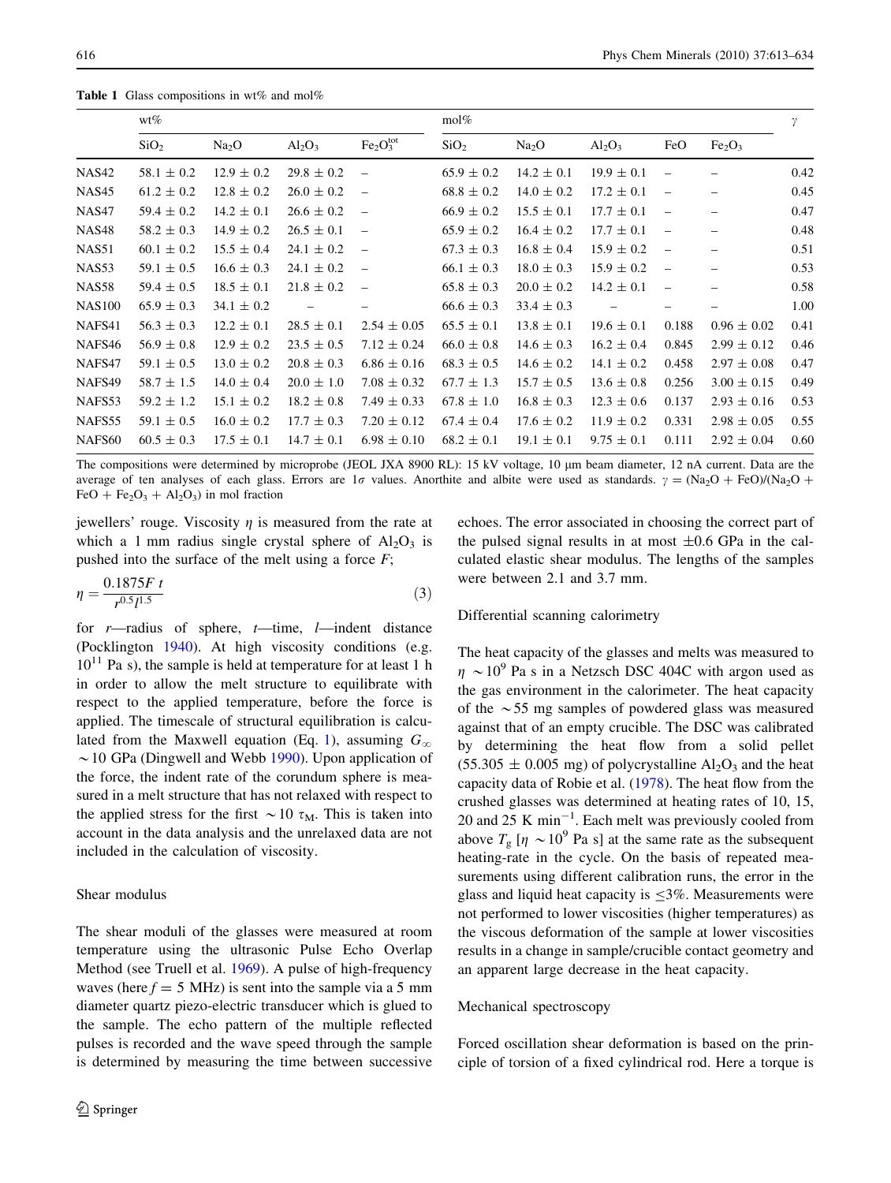**Table 1** Glass compositions in wt% and mol%

| | wt% | | | | mol% | | | | | $\gamma$ |
|---|---|---|---|---|---|---|---|---|---|---|
| | $SiO_2$ | $Na_2O$ | $Al_2O_3$ | $Fe_2O_3^{tot}$ | $SiO_2$ | $Na_2O$ | $Al_2O_3$ | FeO | $Fe_2O_3$ | |
| NAS42 | 58.1 ± 0.2 | 12.9 ± 0.2 | 29.8 ± 0.2 | – | 65.9 ± 0.2 | 14.2 ± 0.1 | 19.9 ± 0.1 | – | – | 0.42 |
| NAS45 | 61.2 ± 0.2 | 12.8 ± 0.2 | 26.0 ± 0.2 | – | 68.8 ± 0.2 | 14.0 ± 0.2 | 17.2 ± 0.1 | – | – | 0.45 |
| NAS47 | 59.4 ± 0.2 | 14.2 ± 0.1 | 26.6 ± 0.2 | – | 66.9 ± 0.2 | 15.5 ± 0.1 | 17.7 ± 0.1 | – | – | 0.47 |
| NAS48 | 58.2 ± 0.3 | 14.9 ± 0.2 | 26.5 ± 0.1 | – | 65.9 ± 0.2 | 16.4 ± 0.2 | 17.7 ± 0.1 | – | – | 0.48 |
| NAS51 | 60.1 ± 0.2 | 15.5 ± 0.4 | 24.1 ± 0.2 | – | 67.3 ± 0.3 | 16.8 ± 0.4 | 15.9 ± 0.2 | – | – | 0.51 |
| NAS53 | 59.1 ± 0.5 | 16.6 ± 0.3 | 24.1 ± 0.2 | – | 66.1 ± 0.3 | 18.0 ± 0.3 | 15.9 ± 0.2 | – | – | 0.53 |
| NAS58 | 59.4 ± 0.5 | 18.5 ± 0.1 | 21.8 ± 0.2 | – | 65.8 ± 0.3 | 20.0 ± 0.2 | 14.2 ± 0.1 | – | – | 0.58 |
| NAS100 | 65.9 ± 0.3 | 34.1 ± 0.2 | – | – | 66.6 ± 0.3 | 33.4 ± 0.3 | – | – | – | 1.00 |
| NAFS41 | 56.3 ± 0.3 | 12.2 ± 0.1 | 28.5 ± 0.1 | 2.54 ± 0.05 | 65.5 ± 0.1 | 13.8 ± 0.1 | 19.6 ± 0.1 | 0.188 | 0.96 ± 0.02 | 0.41 |
| NAFS46 | 56.9 ± 0.8 | 12.9 ± 0.2 | 23.5 ± 0.5 | 7.12 ± 0.24 | 66.0 ± 0.8 | 14.6 ± 0.3 | 16.2 ± 0.4 | 0.845 | 2.99 ± 0.12 | 0.46 |
| NAFS47 | 59.1 ± 0.5 | 13.0 ± 0.2 | 20.8 ± 0.3 | 6.86 ± 0.16 | 68.3 ± 0.5 | 14.6 ± 0.2 | 14.1 ± 0.2 | 0.458 | 2.97 ± 0.08 | 0.47 |
| NAFS49 | 58.7 ± 1.5 | 14.0 ± 0.4 | 20.0 ± 1.0 | 7.08 ± 0.32 | 67.7 ± 1.3 | 15.7 ± 0.5 | 13.6 ± 0.8 | 0.256 | 3.00 ± 0.15 | 0.49 |
| NAFS53 | 59.2 ± 1.2 | 15.1 ± 0.2 | 18.2 ± 0.8 | 7.49 ± 0.33 | 67.8 ± 1.0 | 16.8 ± 0.3 | 12.3 ± 0.6 | 0.137 | 2.93 ± 0.16 | 0.53 |
| NAFS55 | 59.1 ± 0.5 | 16.0 ± 0.2 | 17.7 ± 0.3 | 7.20 ± 0.12 | 67.4 ± 0.4 | 17.6 ± 0.2 | 11.9 ± 0.2 | 0.331 | 2.98 ± 0.05 | 0.55 |
| NAFS60 | 60.5 ± 0.3 | 17.5 ± 0.1 | 14.7 ± 0.1 | 6.98 ± 0.10 | 68.2 ± 0.1 | 19.1 ± 0.1 | 9.75 ± 0.1 | 0.111 | 2.92 ± 0.04 | 0.60 |

The compositions were determined by microprobe (JEOL JXA 8900 RL): 15 kV voltage, 10 μm beam diameter, 12 nA current. Data are the average of ten analyses of each glass. Errors are 1σ values. Anorthite and albite were used as standards. $\gamma$ = ($Na_2O$ + FeO)/($Na_2O$ + FeO + $Fe_2O_3$ + $Al_2O_3$) in mol fraction

jewellers' rouge. Viscosity $\eta$ is measured from the rate at which a 1 mm radius single crystal sphere of $Al_2O_3$ is pushed into the surface of the melt using a force $F$;

$$\eta = \frac{0.1875F\ t}{r^{0.5}l^{1.5}} \qquad (3)$$

for $r$—radius of sphere, $t$—time, $l$—indent distance (Pocklington 1940). At high viscosity conditions (e.g. $10^{11}$ Pa s), the sample is held at temperature for at least 1 h in order to allow the melt structure to equilibrate with respect to the applied temperature, before the force is applied. The timescale of structural equilibration is calculated from the Maxwell equation (Eq. 1), assuming $G_\infty$ ~10 GPa (Dingwell and Webb 1990). Upon application of the force, the indent rate of the corundum sphere is measured in a melt structure that has not relaxed with respect to the applied stress for the first ~10 $\tau_M$. This is taken into account in the data analysis and the unrelaxed data are not included in the calculation of viscosity.

## Shear modulus

The shear moduli of the glasses were measured at room temperature using the ultrasonic Pulse Echo Overlap Method (see Truell et al. 1969). A pulse of high-frequency waves (here $f$ = 5 MHz) is sent into the sample via a 5 mm diameter quartz piezo-electric transducer which is glued to the sample. The echo pattern of the multiple reflected pulses is recorded and the wave speed through the sample is determined by measuring the time between successive echoes. The error associated in choosing the correct part of the pulsed signal results in at most ±0.6 GPa in the calculated elastic shear modulus. The lengths of the samples were between 2.1 and 3.7 mm.

## Differential scanning calorimetry

The heat capacity of the glasses and melts was measured to $\eta$ ~$10^9$ Pa s in a Netzsch DSC 404C with argon used as the gas environment in the calorimeter. The heat capacity of the ~55 mg samples of powdered glass was measured against that of an empty crucible. The DSC was calibrated by determining the heat flow from a solid pellet (55.305 ± 0.005 mg) of polycrystalline $Al_2O_3$ and the heat capacity data of Robie et al. (1978). The heat flow from the crushed glasses was determined at heating rates of 10, 15, 20 and 25 K $min^{-1}$. Each melt was previously cooled from above $T_g$ [$\eta$ ~$10^9$ Pa s] at the same rate as the subsequent heating-rate in the cycle. On the basis of repeated measurements using different calibration runs, the error in the glass and liquid heat capacity is ≤3%. Measurements were not performed to lower viscosities (higher temperatures) as the viscous deformation of the sample at lower viscosities results in a change in sample/crucible contact geometry and an apparent large decrease in the heat capacity.

## Mechanical spectroscopy

Forced oscillation shear deformation is based on the principle of torsion of a fixed cylindrical rod. Here a torque is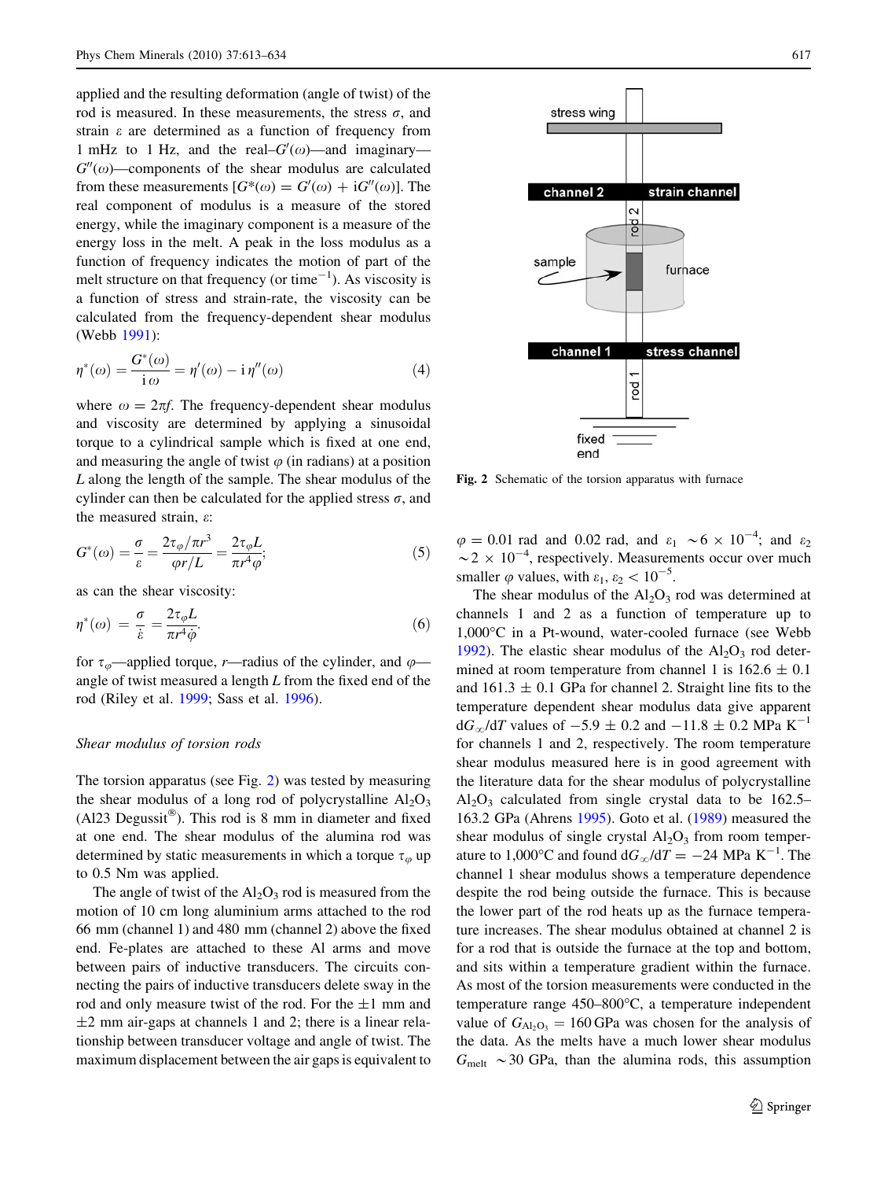applied and the resulting deformation (angle of twist) of the rod is measured. In these measurements, the stress $\sigma$, and strain $\varepsilon$ are determined as a function of frequency from 1 mHz to 1 Hz, and the real–$G'(\omega)$—and imaginary—$G''(\omega)$—components of the shear modulus are calculated from these measurements [$G^*(\omega) = G'(\omega) + iG''(\omega)$]. The real component of modulus is a measure of the stored energy, while the imaginary component is a measure of the energy loss in the melt. A peak in the loss modulus as a function of frequency indicates the motion of part of the melt structure on that frequency (or time$^{-1}$). As viscosity is a function of stress and strain-rate, the viscosity can be calculated from the frequency-dependent shear modulus (Webb 1991):

$$\eta^*(\omega) = \frac{G^*(\omega)}{\mathrm{i}\,\omega} = \eta'(\omega) - \mathrm{i}\,\eta''(\omega) \tag{4}$$

where $\omega = 2\pi f$. The frequency-dependent shear modulus and viscosity are determined by applying a sinusoidal torque to a cylindrical sample which is fixed at one end, and measuring the angle of twist $\varphi$ (in radians) at a position $L$ along the length of the sample. The shear modulus of the cylinder can then be calculated for the applied stress $\sigma$, and the measured strain, $\varepsilon$:

$$G^*(\omega) = \frac{\sigma}{\varepsilon} = \frac{2\tau_\varphi/\pi r^3}{\varphi r/L} = \frac{2\tau_\varphi L}{\pi r^4 \varphi}; \tag{5}$$

as can the shear viscosity:

$$\eta^*(\omega) = \frac{\sigma}{\dot{\varepsilon}} = \frac{2\tau_\varphi L}{\pi r^4 \dot{\varphi}}. \tag{6}$$

for $\tau_\varphi$—applied torque, $r$—radius of the cylinder, and $\varphi$—angle of twist measured a length $L$ from the fixed end of the rod (Riley et al. 1999; Sass et al. 1996).

*Shear modulus of torsion rods*

The torsion apparatus (see Fig. 2) was tested by measuring the shear modulus of a long rod of polycrystalline $Al_2O_3$ (Al23 Degussit®). This rod is 8 mm in diameter and fixed at one end. The shear modulus of the alumina rod was determined by static measurements in which a torque $\tau_\varphi$ up to 0.5 Nm was applied.

The angle of twist of the $Al_2O_3$ rod is measured from the motion of 10 cm long aluminium arms attached to the rod 66 mm (channel 1) and 480 mm (channel 2) above the fixed end. Fe-plates are attached to these Al arms and move between pairs of inductive transducers. The circuits connecting the pairs of inductive transducers delete sway in the rod and only measure twist of the rod. For the ±1 mm and ±2 mm air-gaps at channels 1 and 2; there is a linear relationship between transducer voltage and angle of twist. The maximum displacement between the air gaps is equivalent to $\varphi = 0.01$ rad and 0.02 rad, and $\varepsilon_1 \sim 6 \times 10^{-4}$; and $\varepsilon_2 \sim 2 \times 10^{-4}$, respectively. Measurements occur over much smaller $\varphi$ values, with $\varepsilon_1, \varepsilon_2 < 10^{-5}$.

Fig. 2 Schematic of the torsion apparatus with furnace

The shear modulus of the $Al_2O_3$ rod was determined at channels 1 and 2 as a function of temperature up to 1,000°C in a Pt-wound, water-cooled furnace (see Webb 1992). The elastic shear modulus of the $Al_2O_3$ rod determined at room temperature from channel 1 is 162.6 ± 0.1 and 161.3 ± 0.1 GPa for channel 2. Straight line fits to the temperature dependent shear modulus data give apparent $dG_\infty/dT$ values of −5.9 ± 0.2 and −11.8 ± 0.2 MPa K$^{-1}$ for channels 1 and 2, respectively. The room temperature shear modulus measured here is in good agreement with the literature data for the shear modulus of polycrystalline $Al_2O_3$ calculated from single crystal data to be 162.5–163.2 GPa (Ahrens 1995). Goto et al. (1989) measured the shear modulus of single crystal $Al_2O_3$ from room temperature to 1,000°C and found $dG_\infty/dT = -24$ MPa K$^{-1}$. The channel 1 shear modulus shows a temperature dependence despite the rod being outside the furnace. This is because the lower part of the rod heats up as the furnace temperature increases. The shear modulus obtained at channel 2 is for a rod that is outside the furnace at the top and bottom, and sits within a temperature gradient within the furnace. As most of the torsion measurements were conducted in the temperature range 450–800°C, a temperature independent value of $G_{Al_2O_3} = 160$ GPa was chosen for the analysis of the data. As the melts have a much lower shear modulus $G_{melt} \sim 30$ GPa, than the alumina rods, this assumption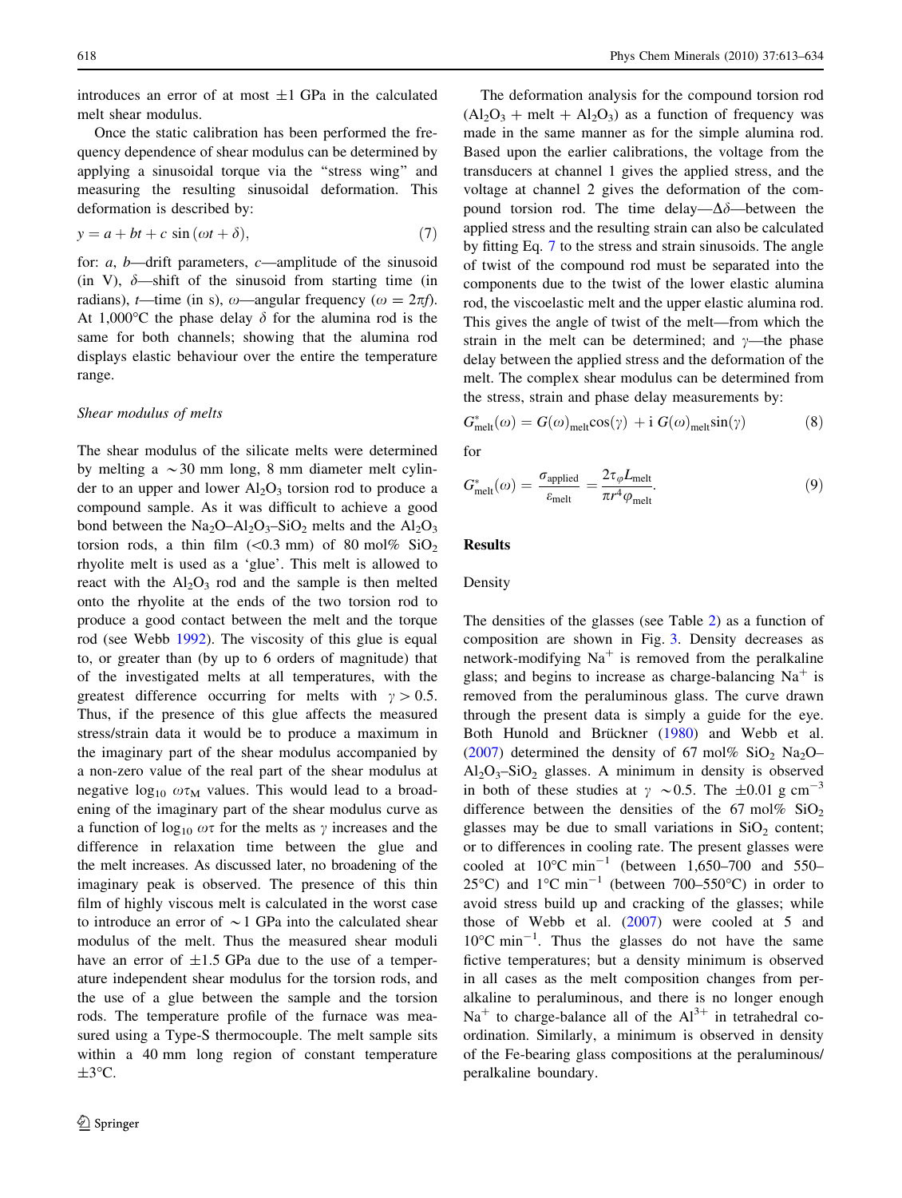introduces an error of at most ±1 GPa in the calculated melt shear modulus.

Once the static calibration has been performed the frequency dependence of shear modulus can be determined by applying a sinusoidal torque via the "stress wing" and measuring the resulting sinusoidal deformation. This deformation is described by:

$$y = a + bt + c\,\sin(\omega t + \delta), \tag{7}$$

for: $a$, $b$—drift parameters, $c$—amplitude of the sinusoid (in V), $\delta$—shift of the sinusoid from starting time (in radians), $t$—time (in s), $\omega$—angular frequency ($\omega = 2\pi f$). At 1,000°C the phase delay $\delta$ for the alumina rod is the same for both channels; showing that the alumina rod displays elastic behaviour over the entire the temperature range.

### *Shear modulus of melts*

The shear modulus of the silicate melts were determined by melting a ~30 mm long, 8 mm diameter melt cylinder to an upper and lower $Al_2O_3$ torsion rod to produce a compound sample. As it was difficult to achieve a good bond between the $Na_2O$–$Al_2O_3$–$SiO_2$ melts and the $Al_2O_3$ torsion rods, a thin film (<0.3 mm) of 80 mol% $SiO_2$ rhyolite melt is used as a 'glue'. This melt is allowed to react with the $Al_2O_3$ rod and the sample is then melted onto the rhyolite at the ends of the two torsion rod to produce a good contact between the melt and the torque rod (see Webb 1992). The viscosity of this glue is equal to, or greater than (by up to 6 orders of magnitude) that of the investigated melts at all temperatures, with the greatest difference occurring for melts with $\gamma > 0.5$. Thus, if the presence of this glue affects the measured stress/strain data it would be to produce a maximum in the imaginary part of the shear modulus accompanied by a non-zero value of the real part of the shear modulus at negative $\log_{10}\,\omega\tau_M$ values. This would lead to a broadening of the imaginary part of the shear modulus curve as a function of $\log_{10}\,\omega\tau$ for the melts as $\gamma$ increases and the difference in relaxation time between the glue and the melt increases. As discussed later, no broadening of the imaginary peak is observed. The presence of this thin film of highly viscous melt is calculated in the worst case to introduce an error of ~1 GPa into the calculated shear modulus of the melt. Thus the measured shear moduli have an error of ±1.5 GPa due to the use of a temperature independent shear modulus for the torsion rods, and the use of a glue between the sample and the torsion rods. The temperature profile of the furnace was measured using a Type-S thermocouple. The melt sample sits within a 40 mm long region of constant temperature ±3°C.

The deformation analysis for the compound torsion rod ($Al_2O_3$ + melt + $Al_2O_3$) as a function of frequency was made in the same manner as for the simple alumina rod. Based upon the earlier calibrations, the voltage from the transducers at channel 1 gives the applied stress, and the voltage at channel 2 gives the deformation of the compound torsion rod. The time delay—$\Delta\delta$—between the applied stress and the resulting strain can also be calculated by fitting Eq. 7 to the stress and strain sinusoids. The angle of twist of the compound rod must be separated into the components due to the twist of the lower elastic alumina rod, the viscoelastic melt and the upper elastic alumina rod. This gives the angle of twist of the melt—from which the strain in the melt can be determined; and $\gamma$—the phase delay between the applied stress and the deformation of the melt. The complex shear modulus can be determined from the stress, strain and phase delay measurements by:

$$G^*_{\text{melt}}(\omega) = G(\omega)_{\text{melt}}\cos(\gamma)\; + \text{i}\; G(\omega)_{\text{melt}}\sin(\gamma) \tag{8}$$

for

$$G^*_{\text{melt}}(\omega) = \frac{\sigma_{\text{applied}}}{\varepsilon_{\text{melt}}} = \frac{2\tau_{\varphi}L_{\text{melt}}}{\pi r^4 \varphi_{\text{melt}}}. \tag{9}$$

## Results

### Density

The densities of the glasses (see Table 2) as a function of composition are shown in Fig. 3. Density decreases as network-modifying $Na^+$ is removed from the peralkaline glass; and begins to increase as charge-balancing $Na^+$ is removed from the peraluminous glass. The curve drawn through the present data is simply a guide for the eye. Both Hunold and Brückner (1980) and Webb et al. (2007) determined the density of 67 mol% $SiO_2$ $Na_2O$–$Al_2O_3$–$SiO_2$ glasses. A minimum in density is observed in both of these studies at $\gamma$ ~0.5. The ±0.01 g cm$^{-3}$ difference between the densities of the 67 mol% $SiO_2$ glasses may be due to small variations in $SiO_2$ content; or to differences in cooling rate. The present glasses were cooled at 10°C min$^{-1}$ (between 1,650–700 and 550–25°C) and 1°C min$^{-1}$ (between 700–550°C) in order to avoid stress build up and cracking of the glasses; while those of Webb et al. (2007) were cooled at 5 and 10°C min$^{-1}$. Thus the glasses do not have the same fictive temperatures; but a density minimum is observed in all cases as the melt composition changes from peralkaline to peraluminous, and there is no longer enough $Na^+$ to charge-balance all of the $Al^{3+}$ in tetrahedral co-ordination. Similarly, a minimum is observed in density of the Fe-bearing glass compositions at the peraluminous/peralkaline boundary.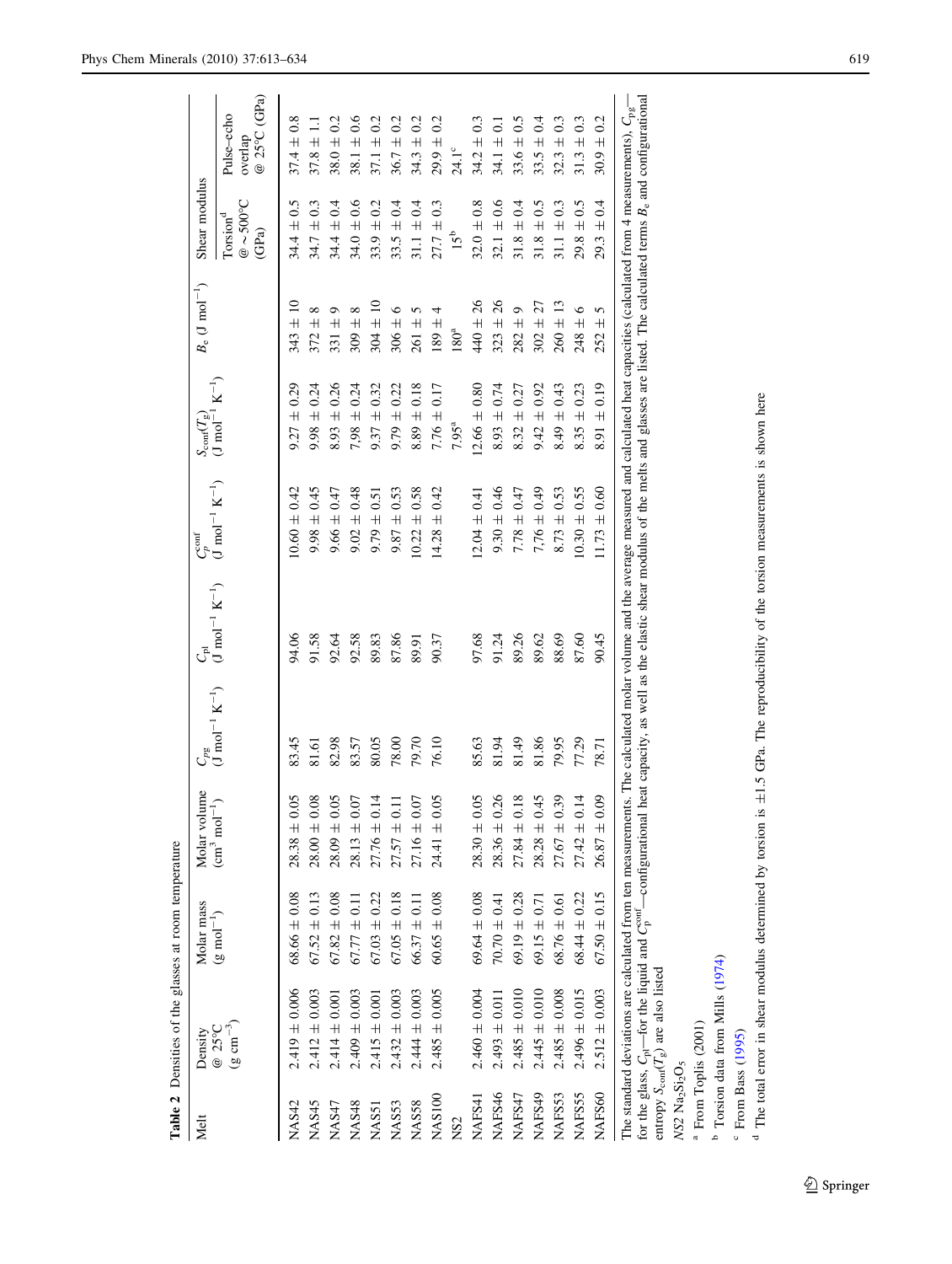**Table 2** Densities of the glasses at room temperature

| Melt | Density @ 25°C ($g\ cm^{-3}$) | Molar mass ($g\ mol^{-1}$) | Molar volume ($cm^3\ mol^{-1}$) | $C_{pg}$ ($J\ mol^{-1}\ K^{-1}$) | $C_{pl}$ ($J\ mol^{-1}\ K^{-1}$) | $C_p^{conf}$ ($J\ mol^{-1}\ K^{-1}$) | $S_{conf}(T_g)$ ($J\ mol^{-1}\ K^{-1}$) | $B_e$ ($J\ mol^{-1}$) | Shear modulus | |
|---|---|---|---|---|---|---|---|---|---|---|
| | | | | | | | | | Torsion[d] @ ~500°C (GPa) | Pulse–echo overlap @ 25°C (GPa) |
| NAS42 | 2.419 ± 0.006 | 68.66 ± 0.08 | 28.38 ± 0.05 | 83.45 | 94.06 | 10.60 ± 0.42 | 9.27 ± 0.29 | 343 ± 10 | 34.4 ± 0.5 | 37.4 ± 0.8 |
| NAS45 | 2.412 ± 0.003 | 67.52 ± 0.13 | 28.00 ± 0.08 | 81.61 | 91.58 | 9.98 ± 0.45 | 9.98 ± 0.24 | 372 ± 8 | 34.7 ± 0.3 | 37.8 ± 1.1 |
| NAS47 | 2.414 ± 0.001 | 67.82 ± 0.08 | 28.09 ± 0.05 | 82.98 | 92.64 | 9.66 ± 0.47 | 8.93 ± 0.26 | 331 ± 9 | 34.4 ± 0.4 | 38.0 ± 0.2 |
| NAS48 | 2.409 ± 0.003 | 67.77 ± 0.11 | 28.13 ± 0.07 | 83.57 | 92.58 | 9.02 ± 0.48 | 7,98 ± 0.24 | 309 ± 8 | 34.0 ± 0.6 | 38.1 ± 0.6 |
| NAS51 | 2.415 ± 0.001 | 67.03 ± 0.22 | 27.76 ± 0.14 | 80.05 | 89.83 | 9.79 ± 0.51 | 9.37 ± 0.32 | 304 ± 10 | 33.9 ± 0.2 | 37.1 ± 0.2 |
| NAS53 | 2.432 ± 0.003 | 67.05 ± 0.18 | 27.57 ± 0.11 | 78.00 | 87.86 | 9.87 ± 0.53 | 9.79 ± 0.22 | 306 ± 6 | 33.5 ± 0.4 | 36.7 ± 0.2 |
| NAS58 | 2.444 ± 0.003 | 66.37 ± 0.11 | 27.16 ± 0.07 | 79.70 | 89.91 | 10.22 ± 0.58 | 8.89 ± 0.18 | 261 ± 5 | 31.1 ± 0.4 | 34.3 ± 0.2 |
| NAS100 | 2.485 ± 0.005 | 60.65 ± 0.08 | 24.41 ± 0.05 | 76.10 | 90.37 | 14.28 ± 0.42 | 7.76 ± 0.17 | 189 ± 4 | 27.7 ± 0.3 | 29.9 ± 0.2 |
| NS2 | | | | | | | 7.95[a] | 180[a] | 15[b] | 24.1[c] |
| NAFS41 | 2.460 ± 0.004 | 69.64 ± 0.08 | 28.30 ± 0.05 | 85.63 | 97.68 | 12.04 ± 0.41 | 12.66 ± 0.80 | 440 ± 26 | 32.0 ± 0.8 | 34.2 ± 0.3 |
| NAFS46 | 2.493 ± 0.011 | 70.70 ± 0.41 | 28.36 ± 0.26 | 81.94 | 91.24 | 9.30 ± 0.46 | 8.93 ± 0.74 | 323 ± 26 | 32.1 ± 0.6 | 34.1 ± 0.1 |
| NAFS47 | 2.485 ± 0.010 | 69.19 ± 0.28 | 27.84 ± 0.18 | 81.49 | 89.26 | 7.78 ± 0.47 | 8.32 ± 0.27 | 282 ± 9 | 31.8 ± 0.4 | 33.6 ± 0.5 |
| NAFS49 | 2.445 ± 0.010 | 69.15 ± 0.71 | 28.28 ± 0.45 | 81.86 | 89.62 | 7.76 ± 0.49 | 9.42 ± 0.92 | 302 ± 27 | 31.8 ± 0.5 | 33.5 ± 0.4 |
| NAFS53 | 2.485 ± 0.008 | 68.76 ± 0.61 | 27.67 ± 0.39 | 79.95 | 88.69 | 8.73 ± 0.53 | 8.49 ± 0.43 | 260 ± 13 | 31.1 ± 0.3 | 32.3 ± 0.3 |
| NAFS55 | 2.496 ± 0.015 | 68.44 ± 0.22 | 27.42 ± 0.14 | 77.29 | 87.60 | 10.30 ± 0.55 | 8.35 ± 0.23 | 248 ± 6 | 29.8 ± 0.5 | 31.3 ± 0.3 |
| NAFS60 | 2.512 ± 0.003 | 67.50 ± 0.15 | 26.87 ± 0.09 | 78.71 | 90.45 | 11.73 ± 0.60 | 8.91 ± 0.19 | 252 ± 5 | 29.3 ± 0.4 | 30.9 ± 0.2 |

The standard deviations are calculated from ten measurements. The calculated molar volume and the average measured and calculated heat capacities (calculated from 4 measurements), $C_{pg}$—for the glass, $C_{pl}$—for the liquid and $C_p^{conf}$—configurational heat capacity, as well as the elastic shear modulus of the melts and glasses are listed. The calculated terms $B_e$ and configurational entropy $S_{conf}(T_g)$ are also listed

*NS2* $Na_2Si_2O_5$

[a] From Toplis (2001)

[b] Torsion data from Mills (1974)

[c] From Bass (1995)

[d] The total error in shear modulus determined by torsion is ±1.5 GPa. The reproducibility of the torsion measurements is shown here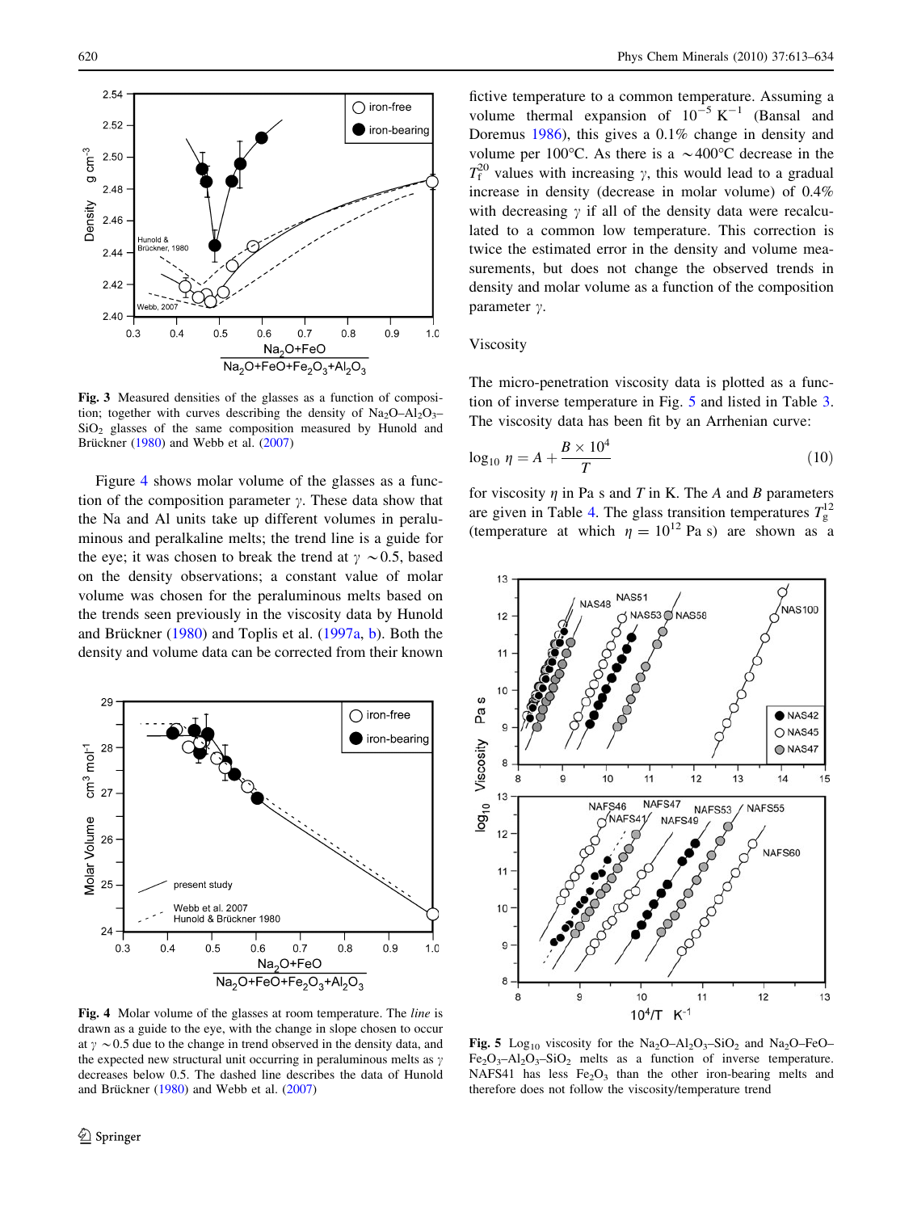**Fig. 3** Measured densities of the glasses as a function of composition; together with curves describing the density of $Na_2O$–$Al_2O_3$–$SiO_2$ glasses of the same composition measured by Hunold and Brückner (1980) and Webb et al. (2007)

Figure 4 shows molar volume of the glasses as a function of the composition parameter $\gamma$. These data show that the Na and Al units take up different volumes in peraluminous and peralkaline melts; the trend line is a guide for the eye; it was chosen to break the trend at $\gamma \sim 0.5$, based on the density observations; a constant value of molar volume was chosen for the peraluminous melts based on the trends seen previously in the viscosity data by Hunold and Brückner (1980) and Toplis et al. (1997a, b). Both the density and volume data can be corrected from their known fictive temperature to a common temperature. Assuming a volume thermal expansion of $10^{-5}$ $K^{-1}$ (Bansal and Doremus 1986), this gives a 0.1% change in density and volume per 100°C. As there is a ~400°C decrease in the $T_f^{20}$ values with increasing $\gamma$, this would lead to a gradual increase in density (decrease in molar volume) of 0.4% with decreasing $\gamma$ if all of the density data were recalculated to a common low temperature. This correction is twice the estimated error in the density and volume measurements, but does not change the observed trends in density and molar volume as a function of the composition parameter $\gamma$.

**Fig. 4** Molar volume of the glasses at room temperature. The *line* is drawn as a guide to the eye, with the change in slope chosen to occur at $\gamma \sim 0.5$ due to the change in trend observed in the density data, and the expected new structural unit occurring in peraluminous melts as $\gamma$ decreases below 0.5. The dashed line describes the data of Hunold and Brückner (1980) and Webb et al. (2007)

## Viscosity

The micro-penetration viscosity data is plotted as a function of inverse temperature in Fig. 5 and listed in Table 3. The viscosity data has been fit by an Arrhenian curve:

$$\log_{10} \eta = A + \frac{B \times 10^4}{T} \tag{10}$$

for viscosity $\eta$ in Pa s and $T$ in K. The $A$ and $B$ parameters are given in Table 4. The glass transition temperatures $T_g^{12}$ (temperature at which $\eta = 10^{12}$ Pa s) are shown as a

**Fig. 5** $\text{Log}_{10}$ viscosity for the $Na_2O$–$Al_2O_3$–$SiO_2$ and $Na_2O$–$FeO$–$Fe_2O_3$–$Al_2O_3$–$SiO_2$ melts as a function of inverse temperature. NAFS41 has less $Fe_2O_3$ than the other iron-bearing melts and therefore does not follow the viscosity/temperature trend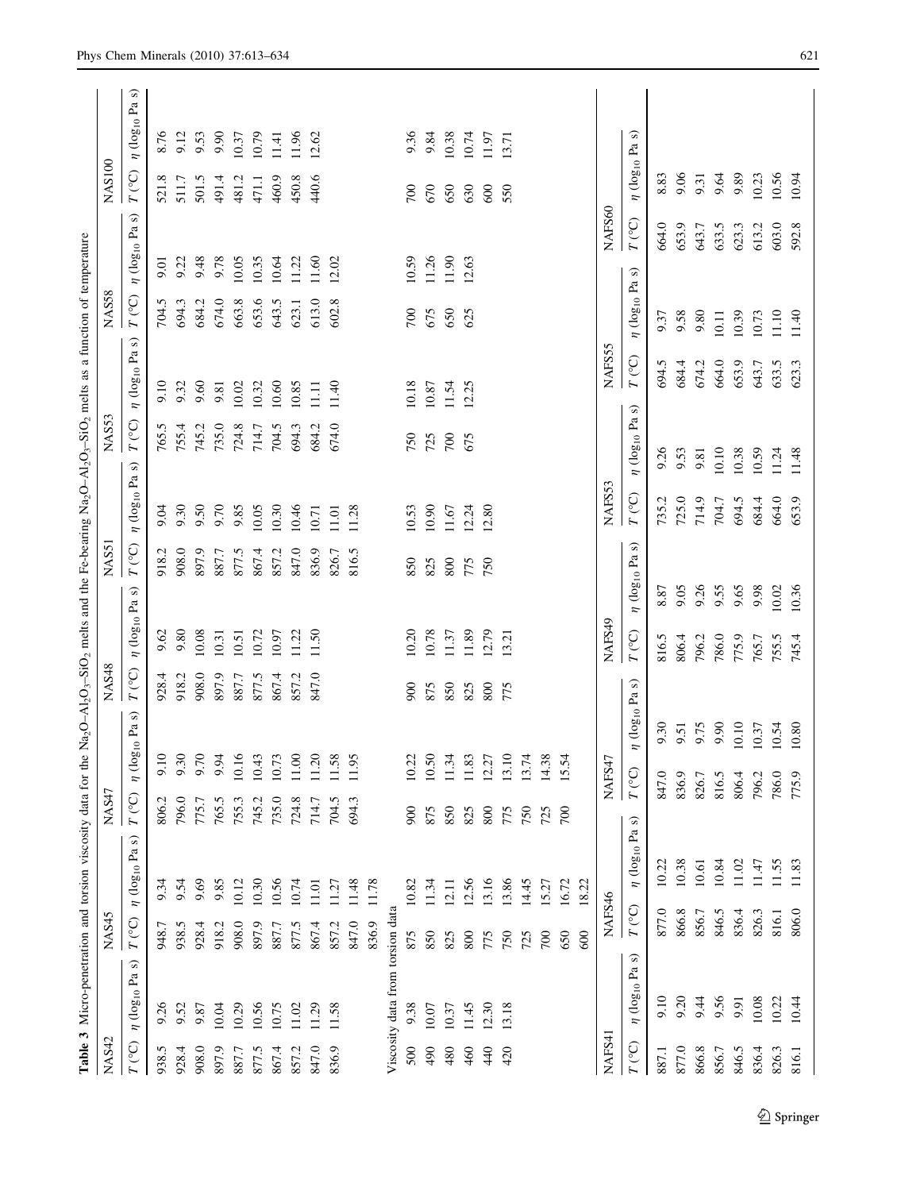**Table 3** Micro-penetration and torsion viscosity data for the $Na_2O$–$Al_2O_3$–$SiO_2$ melts and the Fe-bearing $Na_2O$–$Al_2O_3$–$SiO_2$ melts as a function of temperature

| NAS42 | | NAS45 | | NAS47 | | NAS48 | | NAS51 | | NAS53 | | NAS58 | | NAS100 | |
|---|---|---|---|---|---|---|---|---|---|---|---|---|---|---|---|
| T (°C) | η ($\log_{10}$ Pa s) | T (°C) | η ($\log_{10}$ Pa s) | T (°C) | η ($\log_{10}$ Pa s) | T (°C) | η ($\log_{10}$ Pa s) | T (°C) | η ($\log_{10}$ Pa s) | T (°C) | η ($\log_{10}$ Pa s) | T (°C) | η ($\log_{10}$ Pa s) | T (°C) | η ($\log_{10}$ Pa s) |
| 938.5 | 9.26 | 948.7 | 9.34 | 806.2 | 9.10 | 928.4 | 9.62 | 918.2 | 9.04 | 765.5 | 9.10 | 704.5 | 9.01 | 521.8 | 8.76 |
| 928.4 | 9.52 | 938.5 | 9.54 | 796.0 | 9.30 | 918.2 | 9.80 | 908.0 | 9.30 | 755.4 | 9.32 | 694.3 | 9.22 | 511.7 | 9.12 |
| 908.0 | 9.87 | 928.4 | 9.69 | 775.7 | 9.70 | 908.0 | 10.08 | 897.9 | 9.50 | 745.2 | 9.60 | 684.2 | 9.48 | 501.5 | 9.53 |
| 897.9 | 10.04 | 918.2 | 9.85 | 765.5 | 9.94 | 897.9 | 10.31 | 887.7 | 9.70 | 735.0 | 9.81 | 674.0 | 9.78 | 491.4 | 9.90 |
| 887.7 | 10.29 | 908.0 | 10.12 | 755.3 | 10.16 | 887.7 | 10.51 | 877.5 | 9.85 | 724.8 | 10.02 | 663.8 | 10.05 | 481.2 | 10.37 |
| 877.5 | 10.56 | 897.9 | 10.30 | 745.2 | 10.43 | 877.5 | 10.72 | 867.4 | 10.05 | 714.7 | 10.32 | 653.6 | 10.35 | 471.1 | 10.79 |
| 867.4 | 10.75 | 887.7 | 10.56 | 735.0 | 10.73 | 867.4 | 10.97 | 857.2 | 10.30 | 704.5 | 10.60 | 643.5 | 10.64 | 460.9 | 11.41 |
| 857.2 | 11.02 | 877.5 | 10.74 | 724.8 | 11.00 | 857.2 | 11.22 | 847.0 | 10.46 | 694.3 | 10.85 | 623.1 | 11.22 | 450.8 | 11.96 |
| 847.0 | 11.29 | 867.4 | 11.01 | 714.7 | 11.20 | 847.0 | 11.50 | 836.9 | 10.71 | 684.2 | 11.11 | 613.0 | 11.60 | 440.6 | 12.62 |
| 836.9 | 11.58 | 857.2 | 11.27 | 704.5 | 11.58 | | | 826.7 | 11.01 | 674.0 | 11.40 | 602.8 | 12.02 | | |
| | | 847.0 | 11.48 | 694.3 | 11.95 | | | 816.5 | 11.28 | | | | | | |
| | | 836.9 | 11.78 | | | | | | | | | | | | |
| Viscosity data from torsion data | | | | | | | | | | | | | | | |
| 500 | 9.38 | 875 | 10.82 | 900 | 10.22 | 900 | 10.20 | 850 | 10.53 | 750 | 10.18 | 700 | 10.59 | 700 | 9.36 |
| 490 | 10.07 | 850 | 11.34 | 875 | 10.50 | 875 | 10.78 | 825 | 10.90 | 725 | 10.87 | 675 | 11.26 | 670 | 9.84 |
| 480 | 10.37 | 825 | 12.11 | 850 | 11.34 | 850 | 11.37 | 800 | 11.67 | 700 | 11.54 | 650 | 11.90 | 650 | 10.38 |
| 460 | 11.45 | 800 | 12.56 | 825 | 11.83 | 825 | 11.89 | 775 | 12.24 | 675 | 12.25 | 625 | 12.63 | 630 | 10.74 |
| 440 | 12.30 | 775 | 13.16 | 800 | 12.27 | 800 | 12.79 | 750 | 12.80 | | | | | 600 | 11.97 |
| 420 | 13.18 | 750 | 13.86 | 775 | 13.10 | 775 | 13.21 | | | | | | | 550 | 13.71 |
| | | 725 | 14.45 | 750 | 13.74 | | | | | | | | | | |
| | | 700 | 15.27 | 725 | 14.38 | | | | | | | | | | |
| | | 650 | 16.72 | 700 | 15.54 | | | | | | | | | | |
| | | 600 | 18.22 | | | | | | | | | | | | |

| NAFS41 | | NAFS46 | | NAFS47 | | NAFS49 | | NAFS53 | | NAFS55 | | NAFS60 | |
|---|---|---|---|---|---|---|---|---|---|---|---|---|---|
| T (°C) | η ($\log_{10}$ Pa s) | T (°C) | η ($\log_{10}$ Pa s) | T (°C) | η ($\log_{10}$ Pa s) | T (°C) | η ($\log_{10}$ Pa s) | T (°C) | η ($\log_{10}$ Pa s) | T (°C) | η ($\log_{10}$ Pa s) | T (°C) | η ($\log_{10}$ Pa s) |
| 887.1 | 9.10 | 877.0 | 10.22 | 847.0 | 9.30 | 816.5 | 8.87 | 735.2 | 9.26 | 694.5 | 9.37 | 664.0 | 8.83 |
| 877.0 | 9.20 | 866.8 | 10.38 | 836.9 | 9.51 | 806.4 | 9.05 | 725.0 | 9.53 | 684.4 | 9.58 | 653.9 | 9.06 |
| 866.8 | 9.44 | 856.7 | 10.61 | 826.7 | 9.75 | 796.2 | 9.26 | 714.9 | 9.81 | 674.2 | 9.80 | 643.7 | 9.31 |
| 856.7 | 9.56 | 846.5 | 10.84 | 816.5 | 9.90 | 786.0 | 9.55 | 704.7 | 10.10 | 664.0 | 10.11 | 633.5 | 9.64 |
| 846.5 | 9.91 | 836.4 | 11.02 | 806.4 | 10.10 | 775.9 | 9.65 | 694.5 | 10.38 | 653.9 | 10.39 | 623.3 | 9.89 |
| 836.4 | 10.08 | 826.3 | 11.47 | 796.2 | 10.37 | 765.7 | 9.98 | 684.4 | 10.59 | 643.7 | 10.73 | 613.2 | 10.23 |
| 826.3 | 10.22 | 816.1 | 11.55 | 786.0 | 10.54 | 755.5 | 10.02 | 664.0 | 11.24 | 633.5 | 11.10 | 603.0 | 10.56 |
| 816.1 | 10.44 | 806.0 | 11.83 | 775.9 | 10.80 | 745.4 | 10.36 | 653.9 | 11.48 | 623.3 | 11.40 | 592.8 | 10.94 |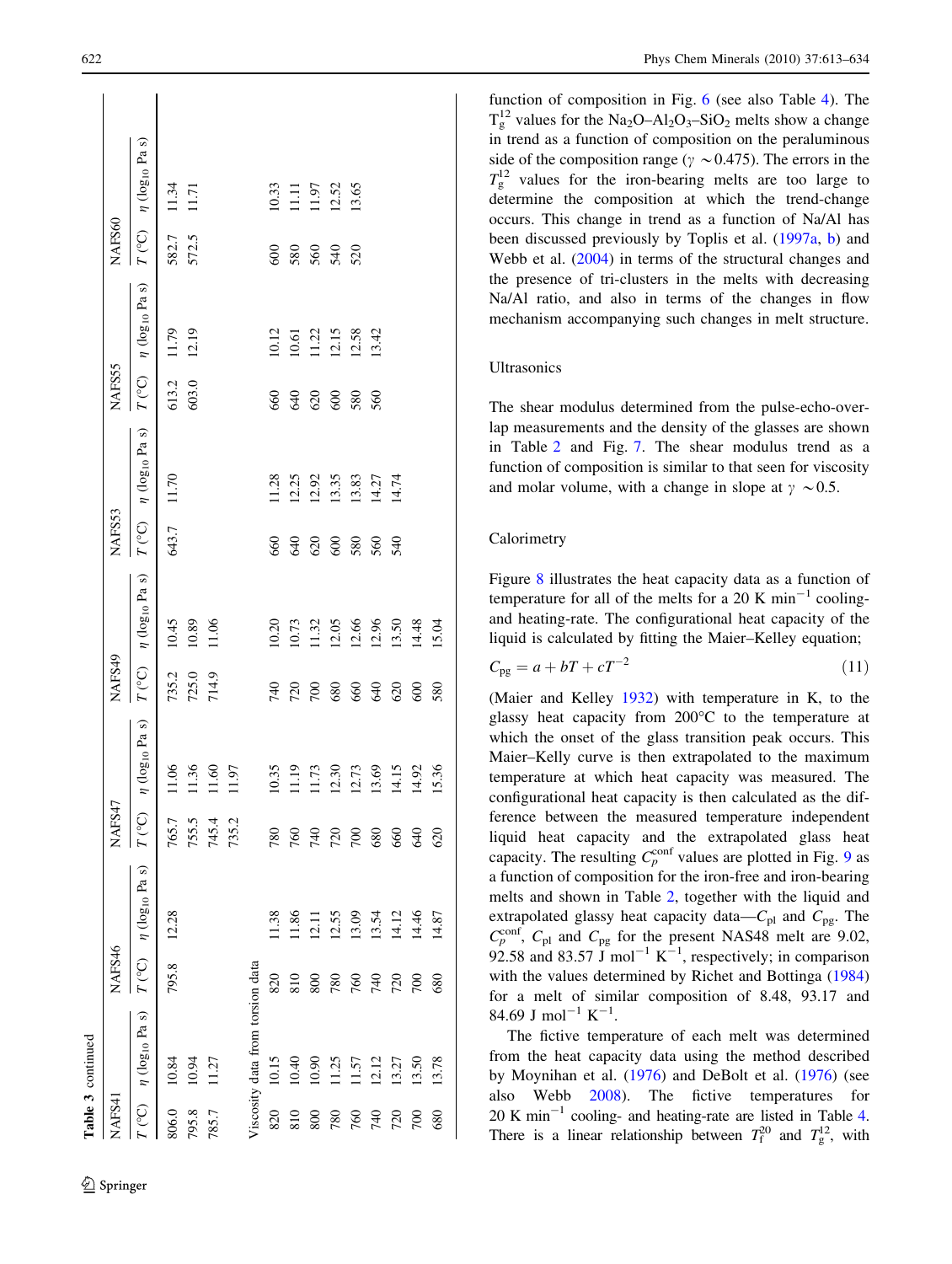**Table 3** continued

| NAFS41 | | NAFS46 | | NAFS47 | | NAFS49 | | NAFS53 | | NAFS55 | | NAFS60 | |
|---|---|---|---|---|---|---|---|---|---|---|---|---|---|
| $T$ (°C) | $\eta$ ($\log_{10}$ Pa s) | $T$ (°C) | $\eta$ ($\log_{10}$ Pa s) | $T$ (°C) | $\eta$ ($\log_{10}$ Pa s) | $T$ (°C) | $\eta$ ($\log_{10}$ Pa s) | $T$ (°C) | $\eta$ ($\log_{10}$ Pa s) | $T$ (°C) | $\eta$ ($\log_{10}$ Pa s) | $T$ (°C) | $\eta$ ($\log_{10}$ Pa s) |
| 806.0 | 10.84 | 795.8 | 12.28 | 765.7 | 11.06 | 735.2 | 10.45 | 643.7 | 11.70 | 613.2 | 11.79 | 582.7 | 11.34 |
| 795.8 | 10.94 | | | 755.5 | 11.36 | 725.0 | 10.89 | | | 603.0 | 12.19 | 572.5 | 11.71 |
| 785.7 | 11.27 | | | 745.4 | 11.60 | 714.9 | 11.06 | | | | | | |
| | | | | 735.2 | 11.97 | | | | | | | | |
| Viscosity data from torsion data | | | | | | | | | | | | | |
| 820 | 10.15 | 820 | 11.38 | 780 | 10.35 | 740 | 10.20 | 660 | 11.28 | 660 | 10.12 | 600 | 10.33 |
| 810 | 10.40 | 810 | 11.86 | 760 | 11.19 | 720 | 10.73 | 640 | 12.25 | 640 | 10.61 | 580 | 11.11 |
| 800 | 10.90 | 800 | 12.11 | 740 | 11.73 | 700 | 11.32 | 620 | 12.92 | 620 | 11.22 | 560 | 11.97 |
| 780 | 11.25 | 780 | 12.55 | 720 | 12.30 | 680 | 12.05 | 600 | 13.35 | 600 | 12.15 | 540 | 12.52 |
| 760 | 11.57 | 760 | 13.09 | 700 | 12.73 | 660 | 12.66 | 580 | 13.83 | 580 | 12.58 | 520 | 13.65 |
| 740 | 12.12 | 740 | 13.54 | 680 | 13.69 | 640 | 12.96 | 560 | 14.27 | 560 | 13.42 | | |
| 720 | 13.27 | 720 | 14.12 | 660 | 14.15 | 620 | 13.50 | 540 | 14.74 | | | | |
| 700 | 13.50 | 700 | 14.46 | 640 | 14.92 | 600 | 14.48 | | | | | | |
| 680 | 13.78 | 680 | 14.87 | 620 | 15.36 | 580 | 15.04 | | | | | | |

function of composition in Fig. 6 (see also Table 4). The $T_g^{12}$ values for the $Na_2O$–$Al_2O_3$–$SiO_2$ melts show a change in trend as a function of composition on the peraluminous side of the composition range ($\gamma \sim 0.475$). The errors in the $T_g^{12}$ values for the iron-bearing melts are too large to determine the composition at which the trend-change occurs. This change in trend as a function of Na/Al has been discussed previously by Toplis et al. (1997a, b) and Webb et al. (2004) in terms of the structural changes and the presence of tri-clusters in the melts with decreasing Na/Al ratio, and also in terms of the changes in flow mechanism accompanying such changes in melt structure.

## Ultrasonics

The shear modulus determined from the pulse-echo-overlap measurements and the density of the glasses are shown in Table 2 and Fig. 7. The shear modulus trend as a function of composition is similar to that seen for viscosity and molar volume, with a change in slope at $\gamma \sim 0.5$.

## Calorimetry

Figure 8 illustrates the heat capacity data as a function of temperature for all of the melts for a 20 K min$^{-1}$ cooling- and heating-rate. The configurational heat capacity of the liquid is calculated by fitting the Maier–Kelley equation;

$$C_{pg} = a + bT + cT^{-2} \tag{11}$$

(Maier and Kelley 1932) with temperature in K, to the glassy heat capacity from 200°C to the temperature at which the onset of the glass transition peak occurs. This Maier–Kelly curve is then extrapolated to the maximum temperature at which heat capacity was measured. The configurational heat capacity is then calculated as the difference between the measured temperature independent liquid heat capacity and the extrapolated glass heat capacity. The resulting $C_p^{conf}$ values are plotted in Fig. 9 as a function of composition for the iron-free and iron-bearing melts and shown in Table 2, together with the liquid and extrapolated glassy heat capacity data—$C_{pl}$ and $C_{pg}$. The $C_p^{conf}$, $C_{pl}$ and $C_{pg}$ for the present NAS48 melt are 9.02, 92.58 and 83.57 J mol$^{-1}$ K$^{-1}$, respectively; in comparison with the values determined by Richet and Bottinga (1984) for a melt of similar composition of 8.48, 93.17 and 84.69 J mol$^{-1}$ K$^{-1}$.

The fictive temperature of each melt was determined from the heat capacity data using the method described by Moynihan et al. (1976) and DeBolt et al. (1976) (see also Webb 2008). The fictive temperatures for 20 K min$^{-1}$ cooling- and heating-rate are listed in Table 4. There is a linear relationship between $T_f^{20}$ and $T_g^{12}$, with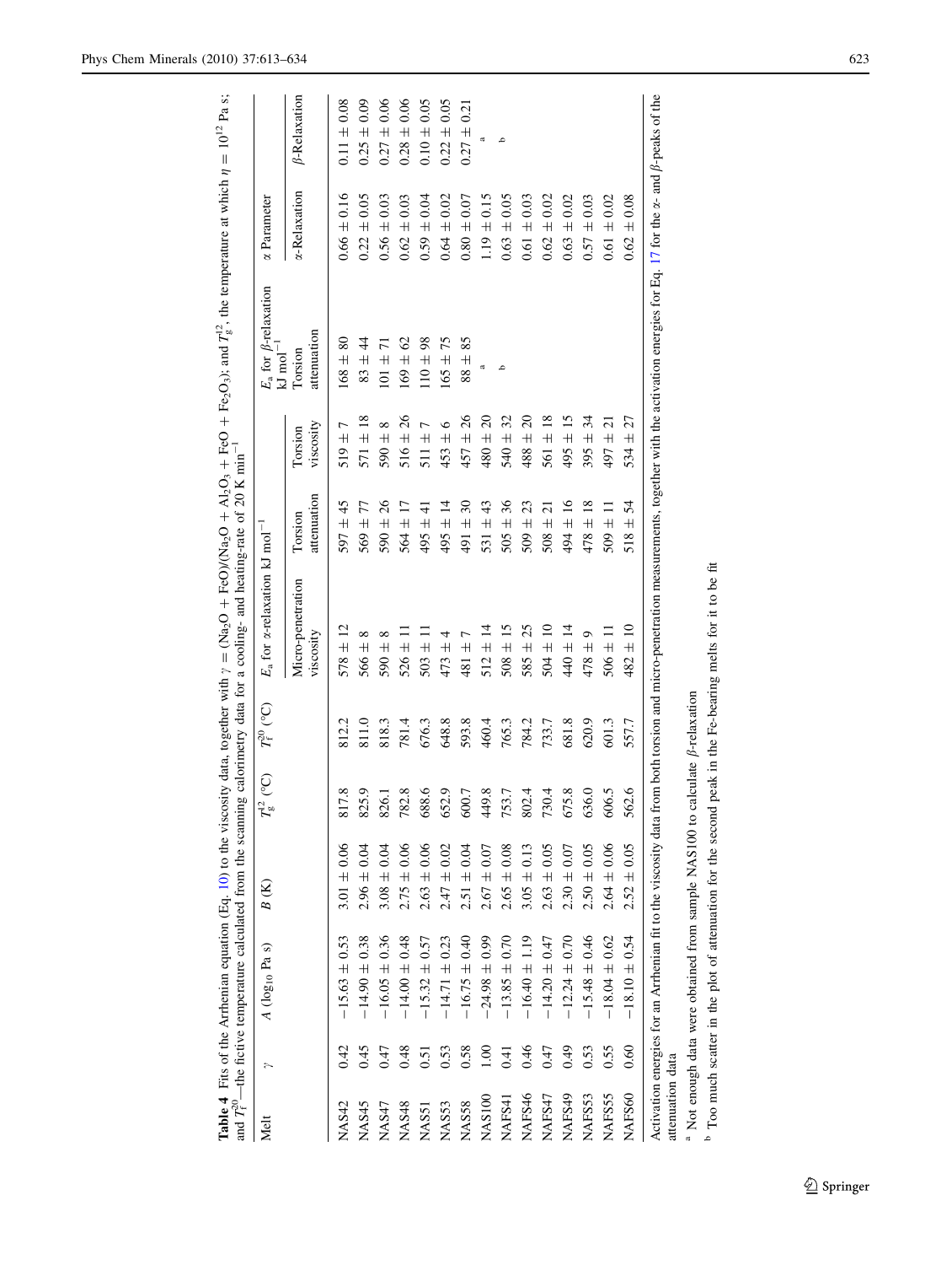**Table 4** Fits of the Arrhenian equation (Eq. 10) to the viscosity data, together with $\gamma = (Na_2O + FeO)/(Na_2O + Al_2O_3 + FeO + Fe_2O_3)$; and $T_g^{12}$, the temperature at which $\eta = 10^{12}$ Pa s; and $T_f^{20}$—the fictive temperature calculated from the scanning calorimetry data for a cooling- and heating-rate of 20 K min$^{-1}$

| Melt | $\gamma$ | $A$ ($\log_{10}$ Pa s) | $B$ (K) | $T_g^{12}$ (°C) | $T_f^{20}$ (°C) | $E_a$ for $\alpha$-relaxation kJ mol$^{-1}$ | | | $E_a$ for $\beta$-relaxation kJ mol$^{-1}$ | $\alpha$ Parameter | |
|---|---|---|---|---|---|---|---|---|---|---|---|
| | | | | | | Micro-penetration viscosity | Torsion attenuation | Torsion viscosity | Torsion attenuation | $\alpha$-Relaxation | $\beta$-Relaxation |
| NAS42 | 0.42 | −15.63 ± 0.53 | 3.01 ± 0.06 | 817.8 | 812.2 | 578 ± 12 | 597 ± 45 | 519 ± 7 | 168 ± 80 | 0.66 ± 0.16 | 0.11 ± 0.08 |
| NAS45 | 0.45 | −14.90 ± 0.38 | 2.96 ± 0.04 | 825.9 | 811.0 | 566 ± 8 | 569 ± 77 | 571 ± 18 | 83 ± 44 | 0.22 ± 0.05 | 0.25 ± 0.09 |
| NAS47 | 0.47 | −16.05 ± 0.36 | 3.08 ± 0.04 | 826.1 | 818.3 | 590 ± 8 | 590 ± 26 | 590 ± 8 | 101 ± 71 | 0.56 ± 0.03 | 0.27 ± 0.06 |
| NAS48 | 0.48 | −14.00 ± 0.48 | 2.75 ± 0.06 | 782.8 | 781.4 | 526 ± 11 | 564 ± 17 | 516 ± 26 | 169 ± 62 | 0.62 ± 0.03 | 0.28 ± 0.06 |
| NAS51 | 0.51 | −15.32 ± 0.57 | 2.63 ± 0.06 | 688.6 | 676.3 | 503 ± 11 | 495 ± 41 | 511 ± 7 | 110 ± 98 | 0.59 ± 0.04 | 0.10 ± 0.05 |
| NAS53 | 0.53 | −14.71 ± 0.23 | 2.47 ± 0.02 | 652.9 | 648.8 | 473 ± 4 | 495 ± 14 | 453 ± 6 | 165 ± 75 | 0.64 ± 0.02 | 0.22 ± 0.05 |
| NAS58 | 0.58 | −16.75 ± 0.40 | 2.51 ± 0.04 | 600.7 | 593.8 | 481 ± 7 | 491 ± 30 | 457 ± 26 | 88 ± 85 | 0.80 ± 0.07 | 0.27 ± 0.21 |
| NAS100 | 1.00 | −24.98 ± 0.99 | 2.67 ± 0.07 | 449.8 | 460.4 | 512 ± 14 | 531 ± 43 | 480 ± 20 | [a] | 1.19 ± 0.15 | [a] |
| NAFS41 | 0.41 | −13.85 ± 0.70 | 2.65 ± 0.08 | 753.7 | 765.3 | 508 ± 15 | 505 ± 36 | 540 ± 32 | [b] | 0.63 ± 0.05 | [b] |
| NAFS46 | 0.46 | −16.40 ± 1.19 | 3.05 ± 0.13 | 802.4 | 784.2 | 585 ± 25 | 509 ± 23 | 488 ± 20 | | 0.61 ± 0.03 | |
| NAFS47 | 0.47 | −14.20 ± 0.47 | 2.63 ± 0.05 | 730.4 | 733.7 | 504 ± 10 | 508 ± 21 | 561 ± 18 | | 0.62 ± 0.02 | |
| NAFS49 | 0.49 | −12.24 ± 0.70 | 2.30 ± 0.07 | 675.8 | 681.8 | 440 ± 14 | 494 ± 16 | 495 ± 15 | | 0.63 ± 0.02 | |
| NAFS53 | 0.53 | −15.48 ± 0.46 | 2.50 ± 0.05 | 636.0 | 620.9 | 478 ± 9 | 478 ± 18 | 395 ± 34 | | 0.57 ± 0.03 | |
| NAFS55 | 0.55 | −18.04 ± 0.62 | 2.64 ± 0.06 | 606.5 | 601.3 | 506 ± 11 | 509 ± 11 | 497 ± 21 | | 0.61 ± 0.02 | |
| NAFS60 | 0.60 | −18.10 ± 0.54 | 2.52 ± 0.05 | 562.6 | 557.7 | 482 ± 10 | 518 ± 54 | 534 ± 27 | | 0.62 ± 0.08 | |

Activation energies for an Arrhenian fit to the viscosity data from both torsion and micro-penetration measurements, together with the activation energies for Eq. 17 for the $\alpha$- and $\beta$-peaks of the attenuation data

[a] Not enough data were obtained from sample NAS100 to calculate $\beta$-relaxation

[b] Too much scatter in the plot of attenuation for the second peak in the Fe-bearing melts for it to be fit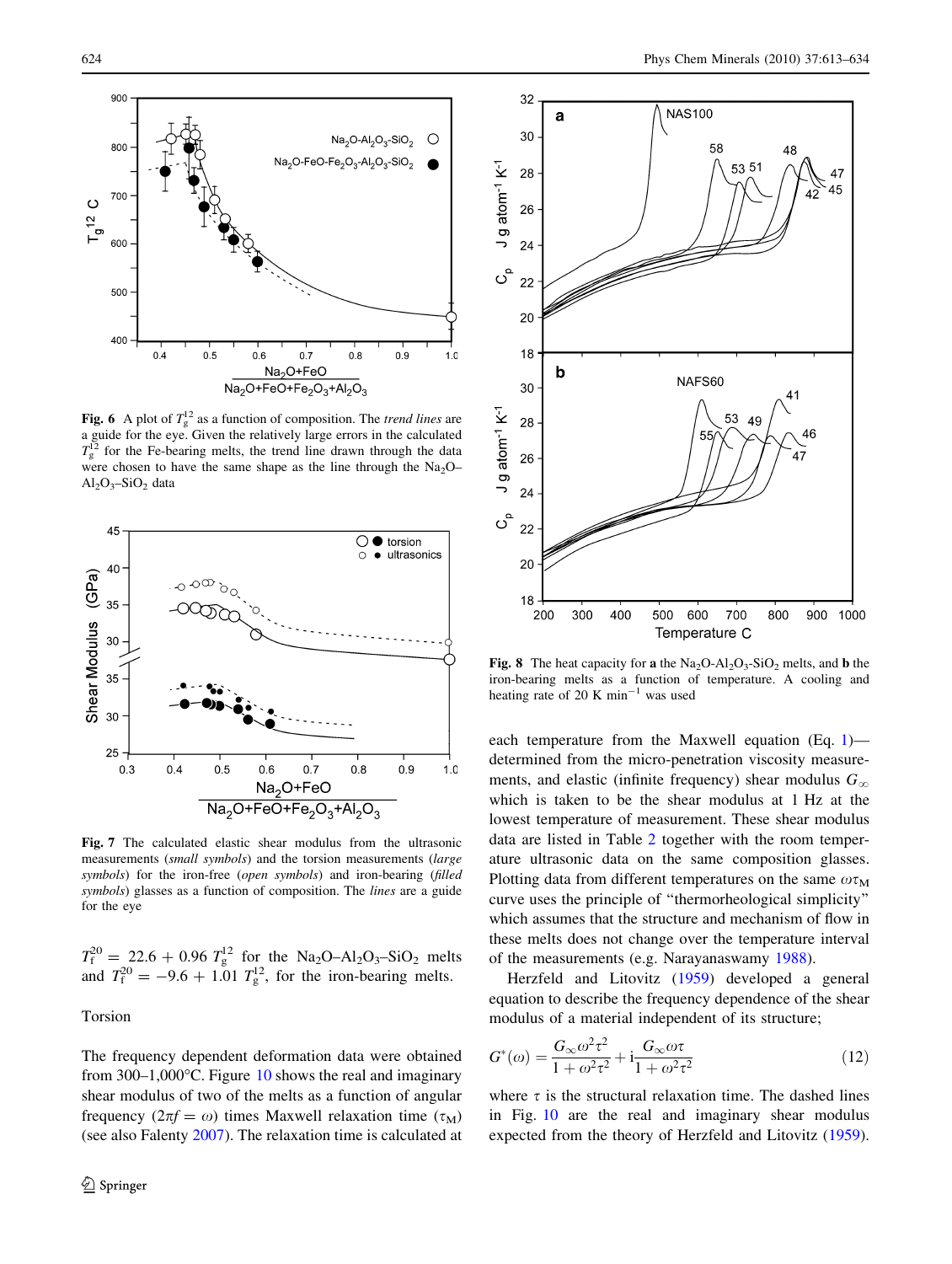**Fig. 6** A plot of $T_g^{12}$ as a function of composition. The *trend lines* are a guide for the eye. Given the relatively large errors in the calculated $T_g^{12}$ for the Fe-bearing melts, the trend line drawn through the data were chosen to have the same shape as the line through the $Na_2O$–$Al_2O_3$–$SiO_2$ data

**Fig. 7** The calculated elastic shear modulus from the ultrasonic measurements (*small symbols*) and the torsion measurements (*large symbols*) for the iron-free (*open symbols*) and iron-bearing (*filled symbols*) glasses as a function of composition. The *lines* are a guide for the eye

$T_f^{20} = 22.6 + 0.96\ T_g^{12}$ for the $Na_2O$–$Al_2O_3$–$SiO_2$ melts and $T_f^{20} = -9.6 + 1.01\ T_g^{12}$, for the iron-bearing melts.

## Torsion

The frequency dependent deformation data were obtained from 300–1,000°C. Figure 10 shows the real and imaginary shear modulus of two of the melts as a function of angular frequency ($2\pi f = \omega$) times Maxwell relaxation time ($\tau_M$) (see also Falenty 2007). The relaxation time is calculated at each temperature from the Maxwell equation (Eq. 1)—determined from the micro-penetration viscosity measurements, and elastic (infinite frequency) shear modulus $G_\infty$ which is taken to be the shear modulus at 1 Hz at the lowest temperature of measurement. These shear modulus data are listed in Table 2 together with the room temperature ultrasonic data on the same composition glasses. Plotting data from different temperatures on the same $\omega\tau_M$ curve uses the principle of "thermorheological simplicity" which assumes that the structure and mechanism of flow in these melts does not change over the temperature interval of the measurements (e.g. Narayanaswamy 1988).

**Fig. 8** The heat capacity for **a** the $Na_2O$-$Al_2O_3$-$SiO_2$ melts, and **b** the iron-bearing melts as a function of temperature. A cooling and heating rate of 20 K min$^{-1}$ was used

Herzfeld and Litovitz (1959) developed a general equation to describe the frequency dependence of the shear modulus of a material independent of its structure;

$$G^*(\omega) = \frac{G_\infty \omega^2 \tau^2}{1 + \omega^2 \tau^2} + \mathrm{i}\frac{G_\infty \omega \tau}{1 + \omega^2 \tau^2} \tag{12}$$

where $\tau$ is the structural relaxation time. The dashed lines in Fig. 10 are the real and imaginary shear modulus expected from the theory of Herzfeld and Litovitz (1959).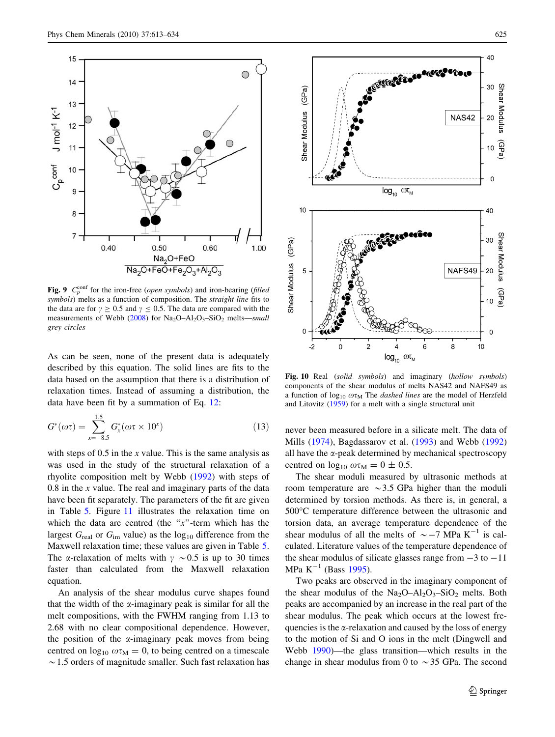**Fig. 9** $C_p^{conf}$ for the iron-free (*open symbols*) and iron-bearing (*filled symbols*) melts as a function of composition. The *straight line* fits to the data are for $\gamma \geq 0.5$ and $\gamma \leq 0.5$. The data are compared with the measurements of Webb (2008) for $Na_2O$–$Al_2O_3$–$SiO_2$ melts—*small grey circles*

As can be seen, none of the present data is adequately described by this equation. The solid lines are fits to the data based on the assumption that there is a distribution of relaxation times. Instead of assuming a distribution, the data have been fit by a summation of Eq. 12:

$$G^*(\omega\tau) = \sum_{x=-8.5}^{1.5} G_x^*(\omega\tau \times 10^x) \tag{13}$$

with steps of 0.5 in the $x$ value. This is the same analysis as was used in the study of the structural relaxation of a rhyolite composition melt by Webb (1992) with steps of 0.8 in the $x$ value. The real and imaginary parts of the data have been fit separately. The parameters of the fit are given in Table 5. Figure 11 illustrates the relaxation time on which the data are centred (the "$x$"-term which has the largest $G_{real}$ or $G_{im}$ value) as the $\log_{10}$ difference from the Maxwell relaxation time; these values are given in Table 5. The α-relaxation of melts with $\gamma \sim 0.5$ is up to 30 times faster than calculated from the Maxwell relaxation equation.

An analysis of the shear modulus curve shapes found that the width of the α-imaginary peak is similar for all the melt compositions, with the FWHM ranging from 1.13 to 2.68 with no clear compositional dependence. However, the position of the α-imaginary peak moves from being centred on $\log_{10} \omega\tau_M = 0$, to being centred on a timescale ~1.5 orders of magnitude smaller. Such fast relaxation has

**Fig. 10** Real (*solid symbols*) and imaginary (*hollow symbols*) components of the shear modulus of melts NAS42 and NAFS49 as a function of $\log_{10} \omega\tau_M$ The *dashed lines* are the model of Herzfeld and Litovitz (1959) for a melt with a single structural unit

never been measured before in a silicate melt. The data of Mills (1974), Bagdassarov et al. (1993) and Webb (1992) all have the α-peak determined by mechanical spectroscopy centred on $\log_{10} \omega\tau_M = 0 \pm 0.5$.

The shear moduli measured by ultrasonic methods at room temperature are ~3.5 GPa higher than the moduli determined by torsion methods. As there is, in general, a 500°C temperature difference between the ultrasonic and torsion data, an average temperature dependence of the shear modulus of all the melts of ~−7 MPa $K^{-1}$ is calculated. Literature values of the temperature dependence of the shear modulus of silicate glasses range from −3 to −11 MPa $K^{-1}$ (Bass 1995).

Two peaks are observed in the imaginary component of the shear modulus of the $Na_2O$–$Al_2O_3$–$SiO_2$ melts. Both peaks are accompanied by an increase in the real part of the shear modulus. The peak which occurs at the lowest frequencies is the α-relaxation and caused by the loss of energy to the motion of Si and O ions in the melt (Dingwell and Webb 1990)—the glass transition—which results in the change in shear modulus from 0 to ~35 GPa. The second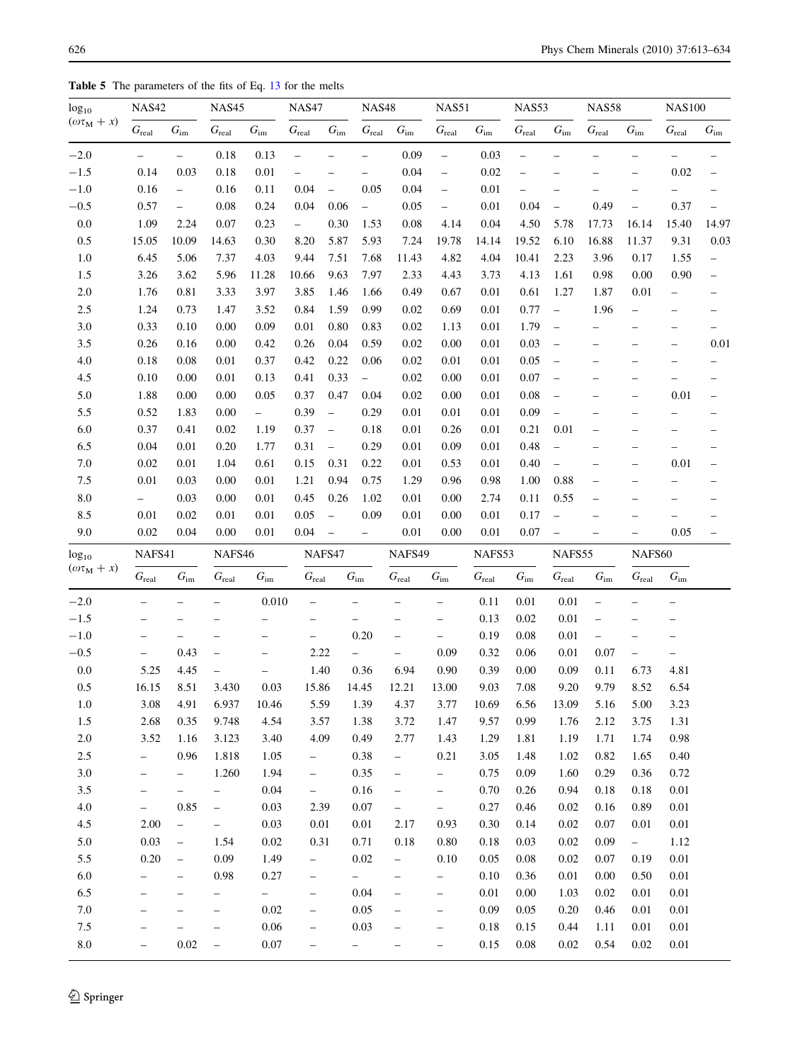**Table 5** The parameters of the fits of Eq. 13 for the melts

| $\log_{10}(\omega\tau_M + x)$ | NAS42 | | NAS45 | | NAS47 | | NAS48 | | NAS51 | | NAS53 | | NAS58 | | NAS100 | |
|---|---|---|---|---|---|---|---|---|---|---|---|---|---|---|---|---|
| | $G_{real}$ | $G_{im}$ | $G_{real}$ | $G_{im}$ | $G_{real}$ | $G_{im}$ | $G_{real}$ | $G_{im}$ | $G_{real}$ | $G_{im}$ | $G_{real}$ | $G_{im}$ | $G_{real}$ | $G_{im}$ | $G_{real}$ | $G_{im}$ |
| −2.0 | – | – | 0.18 | 0.13 | – | – | – | 0.09 | – | 0.03 | – | – | – | – | – | – |
| −1.5 | 0.14 | 0.03 | 0.18 | 0.01 | – | – | – | 0.04 | – | 0.02 | – | – | – | – | 0.02 | – |
| −1.0 | 0.16 | – | 0.16 | 0.11 | 0.04 | – | 0.05 | 0.04 | – | 0.01 | – | – | – | – | – | – |
| −0.5 | 0.57 | – | 0.08 | 0.24 | 0.04 | 0.06 | – | 0.05 | – | 0.01 | 0.04 | – | 0.49 | – | 0.37 | – |
| 0.0 | 1.09 | 2.24 | 0.07 | 0.23 | – | 0.30 | 1.53 | 0.08 | 4.14 | 0.04 | 4.50 | 5.78 | 17.73 | 16.14 | 15.40 | 14.97 |
| 0.5 | 15.05 | 10.09 | 14.63 | 0.30 | 8.20 | 5.87 | 5.93 | 7.24 | 19.78 | 14.14 | 19.52 | 6.10 | 16.88 | 11.37 | 9.31 | 0.03 |
| 1.0 | 6.45 | 5.06 | 7.37 | 4.03 | 9.44 | 7.51 | 7.68 | 11.43 | 4.82 | 4.04 | 10.41 | 2.23 | 3.96 | 0.17 | 1.55 | – |
| 1.5 | 3.26 | 3.62 | 5.96 | 11.28 | 10.66 | 9.63 | 7.97 | 2.33 | 4.43 | 3.73 | 4.13 | 1.61 | 0.98 | 0.00 | 0.90 | – |
| 2.0 | 1.76 | 0.81 | 3.33 | 3.97 | 3.85 | 1.46 | 1.66 | 0.49 | 0.67 | 0.01 | 0.61 | 1.27 | 1.87 | 0.01 | – | – |
| 2.5 | 1.24 | 0.73 | 1.47 | 3.52 | 0.84 | 1.59 | 0.99 | 0.02 | 0.69 | 0.01 | 0.77 | – | 1.96 | – | – | – |
| 3.0 | 0.33 | 0.10 | 0.00 | 0.09 | 0.01 | 0.80 | 0.83 | 0.02 | 1.13 | 0.01 | 1.79 | – | – | – | – | – |
| 3.5 | 0.26 | 0.16 | 0.00 | 0.42 | 0.26 | 0.04 | 0.59 | 0.02 | 0.00 | 0.01 | 0.03 | – | – | – | – | 0.01 |
| 4.0 | 0.18 | 0.08 | 0.01 | 0.37 | 0.42 | 0.22 | 0.06 | 0.02 | 0.01 | 0.01 | 0.05 | – | – | – | – | – |
| 4.5 | 0.10 | 0.00 | 0.01 | 0.13 | 0.41 | 0.33 | – | 0.02 | 0.00 | 0.01 | 0.07 | – | – | – | – | – |
| 5.0 | 1.88 | 0.00 | 0.00 | 0.05 | 0.37 | 0.47 | 0.04 | 0.02 | 0.00 | 0.01 | 0.08 | – | – | – | 0.01 | – |
| 5.5 | 0.52 | 1.83 | 0.00 | – | 0.39 | – | 0.29 | 0.01 | 0.01 | 0.01 | 0.09 | – | – | – | – | – |
| 6.0 | 0.37 | 0.41 | 0.02 | 1.19 | 0.37 | – | 0.18 | 0.01 | 0.26 | 0.01 | 0.21 | 0.01 | – | – | – | – |
| 6.5 | 0.04 | 0.01 | 0.20 | 1.77 | 0.31 | – | 0.29 | 0.01 | 0.09 | 0.01 | 0.48 | – | – | – | – | – |
| 7.0 | 0.02 | 0.01 | 1.04 | 0.61 | 0.15 | 0.31 | 0.22 | 0.01 | 0.53 | 0.01 | 0.40 | – | – | – | 0.01 | – |
| 7.5 | 0.01 | 0.03 | 0.00 | 0.01 | 1.21 | 0.94 | 0.75 | 1.29 | 0.96 | 0.98 | 1.00 | 0.88 | – | – | – | – |
| 8.0 | – | 0.03 | 0.00 | 0.01 | 0.45 | 0.26 | 1.02 | 0.01 | 0.00 | 2.74 | 0.11 | 0.55 | – | – | – | – |
| 8.5 | 0.01 | 0.02 | 0.01 | 0.01 | 0.05 | – | 0.09 | 0.01 | 0.00 | 0.01 | 0.17 | – | – | – | – | – |
| 9.0 | 0.02 | 0.04 | 0.00 | 0.01 | 0.04 | – | – | 0.01 | 0.00 | 0.01 | 0.07 | – | – | – | 0.05 | – |

| $\log_{10}(\omega\tau_M + x)$ | NAFS41 | | NAFS46 | | NAFS47 | | NAFS49 | | NAFS53 | | NAFS55 | | NAFS60 | |
|---|---|---|---|---|---|---|---|---|---|---|---|---|---|---|
| | $G_{real}$ | $G_{im}$ | $G_{real}$ | $G_{im}$ | $G_{real}$ | $G_{im}$ | $G_{real}$ | $G_{im}$ | $G_{real}$ | $G_{im}$ | $G_{real}$ | $G_{im}$ | $G_{real}$ | $G_{im}$ |
| −2.0 | – | – | – | 0.010 | – | – | – | – | 0.11 | 0.01 | 0.01 | – | – | – |
| −1.5 | – | – | – | – | – | – | – | – | 0.13 | 0.02 | 0.01 | – | – | – |
| −1.0 | – | – | – | – | – | 0.20 | – | – | 0.19 | 0.08 | 0.01 | – | – | – |
| −0.5 | – | 0.43 | – | – | 2.22 | – | – | 0.09 | 0.32 | 0.06 | 0.01 | 0.07 | – | – |
| 0.0 | 5.25 | 4.45 | – | – | 1.40 | 0.36 | 6.94 | 0.90 | 0.39 | 0.00 | 0.09 | 0.11 | 6.73 | 4.81 |
| 0.5 | 16.15 | 8.51 | 3.430 | 0.03 | 15.86 | 14.45 | 12.21 | 13.00 | 9.03 | 7.08 | 9.20 | 9.79 | 8.52 | 6.54 |
| 1.0 | 3.08 | 4.91 | 6.937 | 10.46 | 5.59 | 1.39 | 4.37 | 3.77 | 10.69 | 6.56 | 13.09 | 5.16 | 5.00 | 3.23 |
| 1.5 | 2.68 | 0.35 | 9.748 | 4.54 | 3.57 | 1.38 | 3.72 | 1.47 | 9.57 | 0.99 | 1.76 | 2.12 | 3.75 | 1.31 |
| 2.0 | 3.52 | 1.16 | 3.123 | 3.40 | 4.09 | 0.49 | 2.77 | 1.43 | 1.29 | 1.81 | 1.19 | 1.71 | 1.74 | 0.98 |
| 2.5 | – | 0.96 | 1.818 | 1.05 | – | 0.38 | – | 0.21 | 3.05 | 1.48 | 1.02 | 0.82 | 1.65 | 0.40 |
| 3.0 | – | – | 1.260 | 1.94 | – | 0.35 | – | – | 0.75 | 0.09 | 1.60 | 0.29 | 0.36 | 0.72 |
| 3.5 | – | – | – | 0.04 | – | 0.16 | – | – | 0.70 | 0.26 | 0.94 | 0.18 | 0.18 | 0.01 |
| 4.0 | – | 0.85 | – | 0.03 | 2.39 | 0.07 | – | – | 0.27 | 0.46 | 0.02 | 0.16 | 0.89 | 0.01 |
| 4.5 | 2.00 | – | – | 0.03 | 0.01 | 0.01 | 2.17 | 0.93 | 0.30 | 0.14 | 0.02 | 0.07 | 0.01 | 0.01 |
| 5.0 | 0.03 | – | 1.54 | 0.02 | 0.31 | 0.71 | 0.18 | 0.80 | 0.18 | 0.03 | 0.02 | 0.09 | – | 1.12 |
| 5.5 | 0.20 | – | 0.09 | 1.49 | – | 0.02 | – | 0.10 | 0.05 | 0.08 | 0.02 | 0.07 | 0.19 | 0.01 |
| 6.0 | – | – | 0.98 | 0.27 | – | – | – | – | 0.10 | 0.36 | 0.01 | 0.00 | 0.50 | 0.01 |
| 6.5 | – | – | – | – | – | 0.04 | – | – | 0.01 | 0.00 | 1.03 | 0.02 | 0.01 | 0.01 |
| 7.0 | – | – | – | 0.02 | – | 0.05 | – | – | 0.09 | 0.05 | 0.20 | 0.46 | 0.01 | 0.01 |
| 7.5 | – | – | – | 0.06 | – | 0.03 | – | – | 0.18 | 0.15 | 0.44 | 1.11 | 0.01 | 0.01 |
| 8.0 | – | 0.02 | – | 0.07 | – | – | – | – | 0.15 | 0.08 | 0.02 | 0.54 | 0.02 | 0.01 |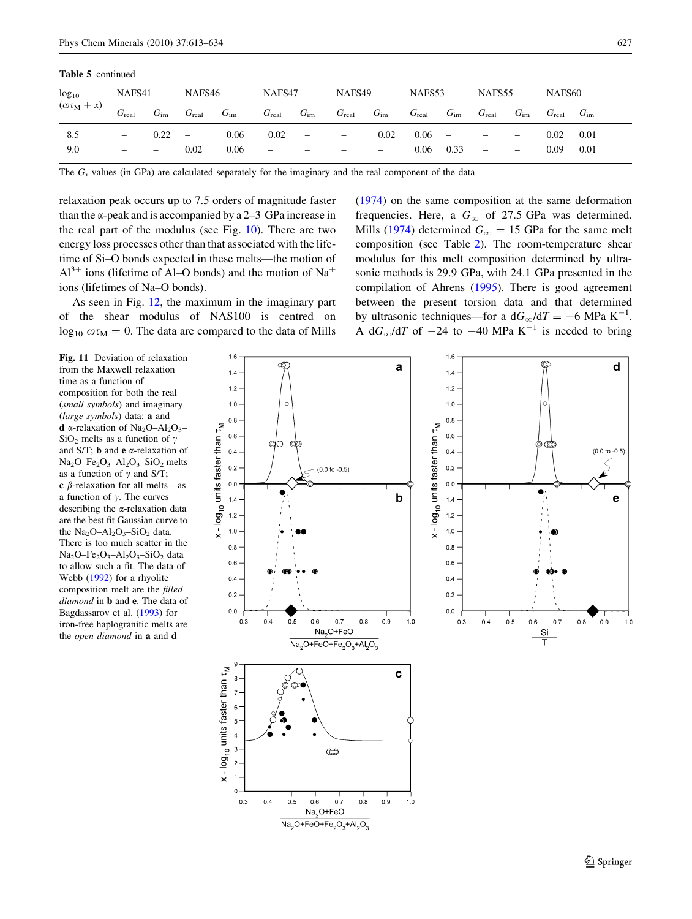**Table 5** continued

| $\log_{10}$ $(\omega\tau_M + x)$ | NAFS41 | | NAFS46 | | NAFS47 | | NAFS49 | | NAFS53 | | NAFS55 | | NAFS60 | |
|---|---|---|---|---|---|---|---|---|---|---|---|---|---|---|
| | $G_{real}$ | $G_{im}$ | $G_{real}$ | $G_{im}$ | $G_{real}$ | $G_{im}$ | $G_{real}$ | $G_{im}$ | $G_{real}$ | $G_{im}$ | $G_{real}$ | $G_{im}$ | $G_{real}$ | $G_{im}$ |
| 8.5 | – | 0.22 | – | 0.06 | 0.02 | – | – | 0.02 | 0.06 | – | – | – | 0.02 | 0.01 |
| 9.0 | – | – | 0.02 | 0.06 | – | – | – | – | 0.06 | 0.33 | – | – | 0.09 | 0.01 |

The $G_x$ values (in GPa) are calculated separately for the imaginary and the real component of the data

relaxation peak occurs up to 7.5 orders of magnitude faster than the α-peak and is accompanied by a 2–3 GPa increase in the real part of the modulus (see Fig. 10). There are two energy loss processes other than that associated with the lifetime of Si–O bonds expected in these melts—the motion of $Al^{3+}$ ions (lifetime of Al–O bonds) and the motion of $Na^+$ ions (lifetimes of Na–O bonds).

As seen in Fig. 12, the maximum in the imaginary part of the shear modulus of NAS100 is centred on $\log_{10} \omega\tau_M = 0$. The data are compared to the data of Mills (1974) on the same composition at the same deformation frequencies. Here, a $G_\infty$ of 27.5 GPa was determined. Mills (1974) determined $G_\infty = 15$ GPa for the same melt composition (see Table 2). The room-temperature shear modulus for this melt composition determined by ultrasonic methods is 29.9 GPa, with 24.1 GPa presented in the compilation of Ahrens (1995). There is good agreement between the present torsion data and that determined by ultrasonic techniques—for a $dG_\infty/dT = -6$ MPa $K^{-1}$. A $dG_\infty/dT$ of −24 to −40 MPa $K^{-1}$ is needed to bring

**Fig. 11** Deviation of relaxation from the Maxwell relaxation time as a function of composition for both the real (*small symbols*) and imaginary (*large symbols*) data: **a** and **d** α-relaxation of $Na_2O$–$Al_2O_3$–$SiO_2$ melts as a function of γ and S/T; **b** and **e** α-relaxation of $Na_2O$–$Fe_2O_3$–$Al_2O_3$–$SiO_2$ melts as a function of γ and S/T; **c** β-relaxation for all melts—as a function of γ. The curves describing the α-relaxation data are the best fit Gaussian curve to the $Na_2O$–$Al_2O_3$–$SiO_2$ data. There is too much scatter in the $Na_2O$–$Fe_2O_3$–$Al_2O_3$–$SiO_2$ data to allow such a fit. The data of Webb (1992) for a rhyolite composition melt are the *filled diamond* in **b** and **e**. The data of Bagdassarov et al. (1993) for iron-free haplogranitic melts are the *open diamond* in **a** and **d**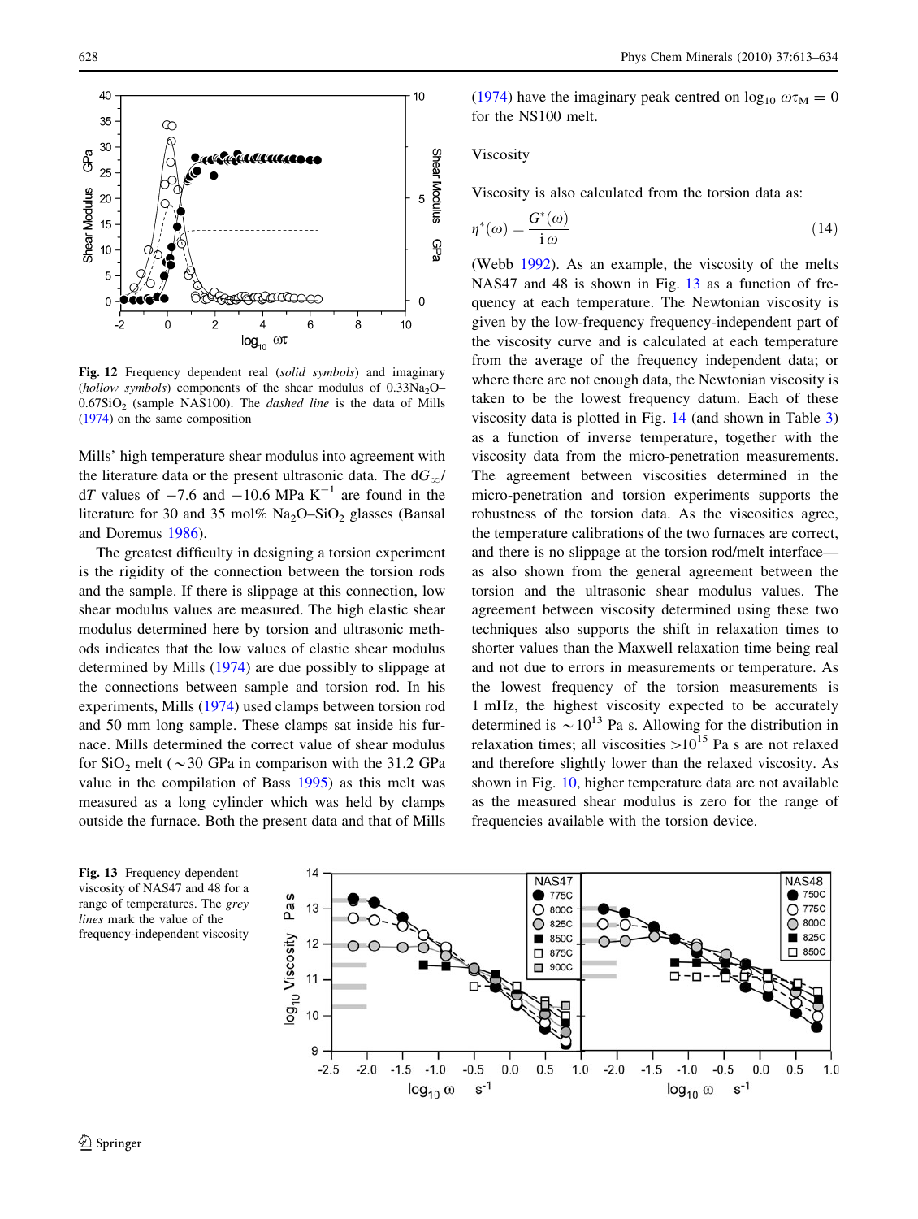**Fig. 12** Frequency dependent real (*solid symbols*) and imaginary (*hollow symbols*) components of the shear modulus of $0.33Na_2O$–$0.67SiO_2$ (sample NAS100). The *dashed line* is the data of Mills (1974) on the same composition

Mills' high temperature shear modulus into agreement with the literature data or the present ultrasonic data. The $dG_\infty/dT$ values of −7.6 and −10.6 MPa $K^{-1}$ are found in the literature for 30 and 35 mol% $Na_2O$–$SiO_2$ glasses (Bansal and Doremus 1986).

The greatest difficulty in designing a torsion experiment is the rigidity of the connection between the torsion rods and the sample. If there is slippage at this connection, low shear modulus values are measured. The high elastic shear modulus determined here by torsion and ultrasonic methods indicates that the low values of elastic shear modulus determined by Mills (1974) are due possibly to slippage at the connections between sample and torsion rod. In his experiments, Mills (1974) used clamps between torsion rod and 50 mm long sample. These clamps sat inside his furnace. Mills determined the correct value of shear modulus for $SiO_2$ melt (∼30 GPa in comparison with the 31.2 GPa value in the compilation of Bass 1995) as this melt was measured as a long cylinder which was held by clamps outside the furnace. Both the present data and that of Mills (1974) have the imaginary peak centred on $\log_{10} \omega\tau_M = 0$ for the NS100 melt.

Viscosity

Viscosity is also calculated from the torsion data as:

$$\eta^*(\omega) = \frac{G^*(\omega)}{i\,\omega} \tag{14}$$

(Webb 1992). As an example, the viscosity of the melts NAS47 and 48 is shown in Fig. 13 as a function of frequency at each temperature. The Newtonian viscosity is given by the low-frequency frequency-independent part of the viscosity curve and is calculated at each temperature from the average of the frequency independent data; or where there are not enough data, the Newtonian viscosity is taken to be the lowest frequency datum. Each of these viscosity data is plotted in Fig. 14 (and shown in Table 3) as a function of inverse temperature, together with the viscosity data from the micro-penetration measurements. The agreement between viscosities determined in the micro-penetration and torsion experiments supports the robustness of the torsion data. As the viscosities agree, the temperature calibrations of the two furnaces are correct, and there is no slippage at the torsion rod/melt interface—as also shown from the general agreement between the torsion and the ultrasonic shear modulus values. The agreement between viscosity determined using these two techniques also supports the shift in relaxation times to shorter values than the Maxwell relaxation time being real and not due to errors in measurements or temperature. As the lowest frequency of the torsion measurements is 1 mHz, the highest viscosity expected to be accurately determined is $\sim 10^{13}$ Pa s. Allowing for the distribution in relaxation times; all viscosities $>10^{15}$ Pa s are not relaxed and therefore slightly lower than the relaxed viscosity. As shown in Fig. 10, higher temperature data are not available as the measured shear modulus is zero for the range of frequencies available with the torsion device.

**Fig. 13** Frequency dependent viscosity of NAS47 and 48 for a range of temperatures. The *grey lines* mark the value of the frequency-independent viscosity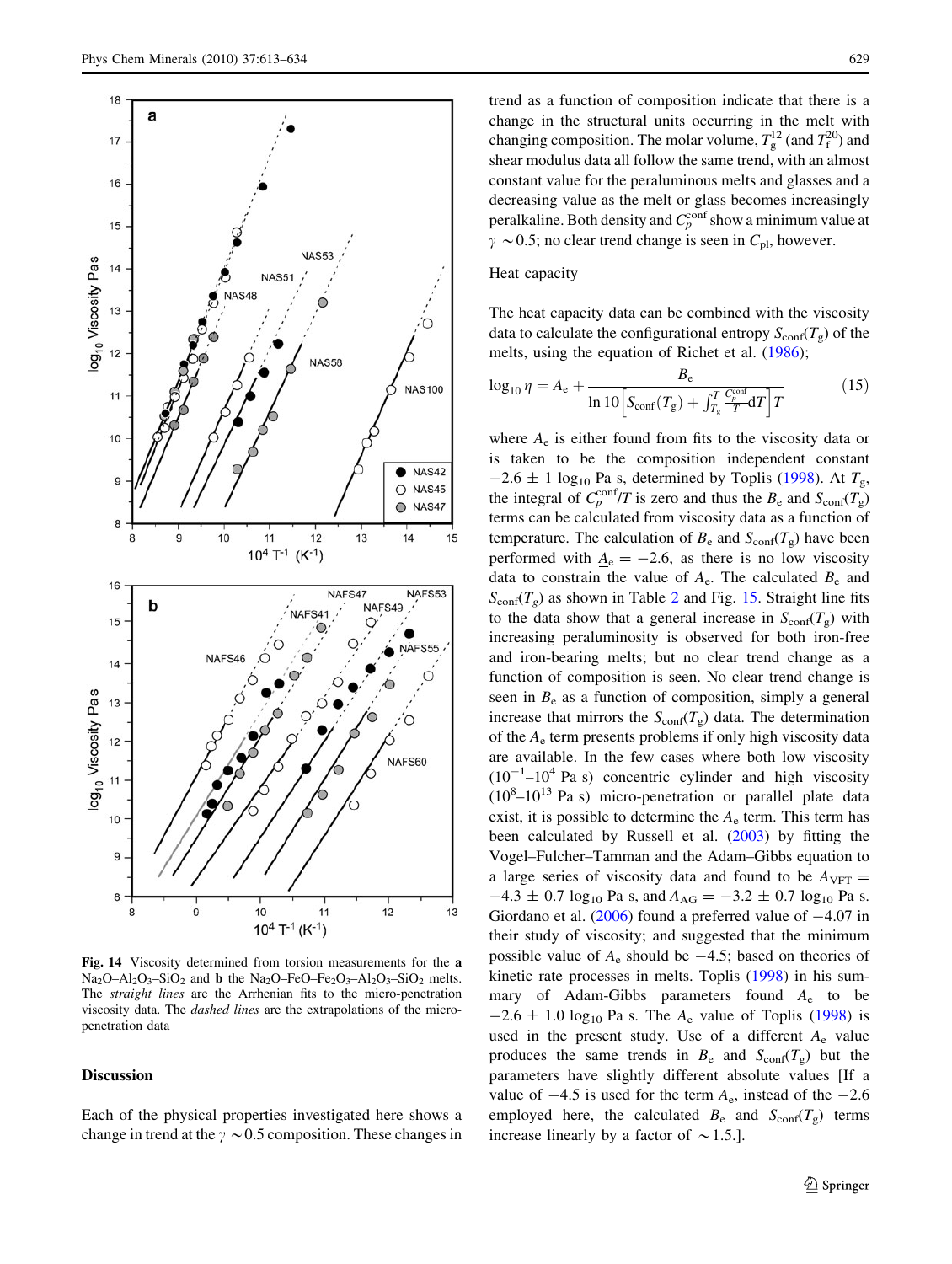**Fig. 14** Viscosity determined from torsion measurements for the **a** $Na_2O–Al_2O_3–SiO_2$ and **b** the $Na_2O–FeO–Fe_2O_3–Al_2O_3–SiO_2$ melts. The *straight lines* are the Arrhenian fits to the micro-penetration viscosity data. The *dashed lines* are the extrapolations of the micro-penetration data

## Discussion

Each of the physical properties investigated here shows a change in trend at the $\gamma \sim 0.5$ composition. These changes in trend as a function of composition indicate that there is a change in the structural units occurring in the melt with changing composition. The molar volume, $T_g^{12}$ (and $T_f^{20}$) and shear modulus data all follow the same trend, with an almost constant value for the peraluminous melts and glasses and a decreasing value as the melt or glass becomes increasingly peralkaline. Both density and $C_p^{conf}$ show a minimum value at $\gamma \sim 0.5$; no clear trend change is seen in $C_{pl}$, however.

### Heat capacity

The heat capacity data can be combined with the viscosity data to calculate the configurational entropy $S_{conf}(T_g)$ of the melts, using the equation of Richet et al. (1986);

$$\log_{10}\eta = A_e + \frac{B_e}{\ln 10\left[S_{conf}(T_g) + \int_{T_g}^{T}\frac{C_p^{conf}}{T}dT\right]T} \quad (15)$$

where $A_e$ is either found from fits to the viscosity data or is taken to be the composition independent constant $-2.6 \pm 1 \log_{10}$ Pa s, determined by Toplis (1998). At $T_g$, the integral of $C_p^{conf}/T$ is zero and thus the $B_e$ and $S_{conf}(T_g)$ terms can be calculated from viscosity data as a function of temperature. The calculation of $B_e$ and $S_{conf}(T_g)$ have been performed with $A_e = -2.6$, as there is no low viscosity data to constrain the value of $A_e$. The calculated $B_e$ and $S_{conf}(T_g)$ as shown in Table 2 and Fig. 15. Straight line fits to the data show that a general increase in $S_{conf}(T_g)$ with increasing peraluminosity is observed for both iron-free and iron-bearing melts; but no clear trend change as a function of composition is seen. No clear trend change is seen in $B_e$ as a function of composition, simply a general increase that mirrors the $S_{conf}(T_g)$ data. The determination of the $A_e$ term presents problems if only high viscosity data are available. In the few cases where both low viscosity ($10^{-1}$–$10^{4}$ Pa s) concentric cylinder and high viscosity ($10^{8}$–$10^{13}$ Pa s) micro-penetration or parallel plate data exist, it is possible to determine the $A_e$ term. This term has been calculated by Russell et al. (2003) by fitting the Vogel–Fulcher–Tamman and the Adam–Gibbs equation to a large series of viscosity data and found to be $A_{VFT} = -4.3 \pm 0.7 \log_{10}$ Pa s, and $A_{AG} = -3.2 \pm 0.7 \log_{10}$ Pa s. Giordano et al. (2006) found a preferred value of $-4.07$ in their study of viscosity; and suggested that the minimum possible value of $A_e$ should be $-4.5$; based on theories of kinetic rate processes in melts. Toplis (1998) in his summary of Adam-Gibbs parameters found $A_e$ to be $-2.6 \pm 1.0 \log_{10}$ Pa s. The $A_e$ value of Toplis (1998) is used in the present study. Use of a different $A_e$ value produces the same trends in $B_e$ and $S_{conf}(T_g)$ but the parameters have slightly different absolute values [If a value of $-4.5$ is used for the term $A_e$, instead of the $-2.6$ employed here, the calculated $B_e$ and $S_{conf}(T_g)$ terms increase linearly by a factor of $\sim 1.5$.].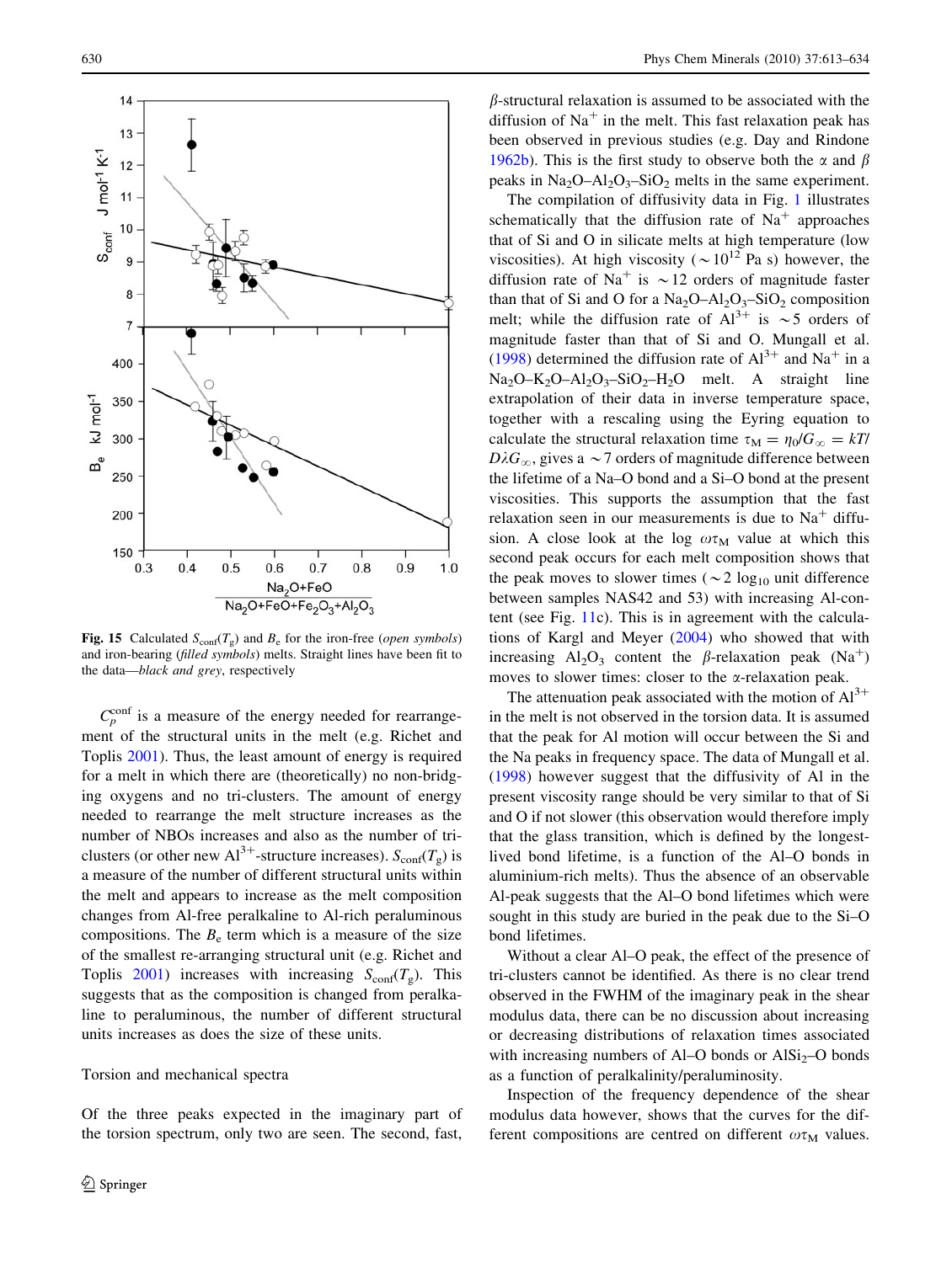Fig. 15 Calculated $S_{\mathrm{conf}}(T_g)$ and $B_e$ for the iron-free (*open symbols*) and iron-bearing (*filled symbols*) melts. Straight lines have been fit to the data—*black and grey*, respectively

$C_p^{\mathrm{conf}}$ is a measure of the energy needed for rearrangement of the structural units in the melt (e.g. Richet and Toplis 2001). Thus, the least amount of energy is required for a melt in which there are (theoretically) no non-bridging oxygens and no tri-clusters. The amount of energy needed to rearrange the melt structure increases as the number of NBOs increases and also as the number of tri-clusters (or other new $Al^{3+}$-structure increases). $S_{\mathrm{conf}}(T_g)$ is a measure of the number of different structural units within the melt and appears to increase as the melt composition changes from Al-free peralkaline to Al-rich peraluminous compositions. The $B_e$ term which is a measure of the size of the smallest re-arranging structural unit (e.g. Richet and Toplis 2001) increases with increasing $S_{\mathrm{conf}}(T_g)$. This suggests that as the composition is changed from peralkaline to peraluminous, the number of different structural units increases as does the size of these units.

## Torsion and mechanical spectra

Of the three peaks expected in the imaginary part of the torsion spectrum, only two are seen. The second, fast, $\beta$-structural relaxation is assumed to be associated with the diffusion of $Na^+$ in the melt. This fast relaxation peak has been observed in previous studies (e.g. Day and Rindone 1962b). This is the first study to observe both the $\alpha$ and $\beta$ peaks in $Na_2O$–$Al_2O_3$–$SiO_2$ melts in the same experiment.

The compilation of diffusivity data in Fig. 1 illustrates schematically that the diffusion rate of $Na^+$ approaches that of Si and O in silicate melts at high temperature (low viscosities). At high viscosity ($\sim 10^{12}$ Pa s) however, the diffusion rate of $Na^+$ is $\sim 12$ orders of magnitude faster than that of Si and O for a $Na_2O$–$Al_2O_3$–$SiO_2$ composition melt; while the diffusion rate of $Al^{3+}$ is $\sim 5$ orders of magnitude faster than that of Si and O. Mungall et al. (1998) determined the diffusion rate of $Al^{3+}$ and $Na^+$ in a $Na_2O$–$K_2O$–$Al_2O_3$–$SiO_2$–$H_2O$ melt. A straight line extrapolation of their data in inverse temperature space, together with a rescaling using the Eyring equation to calculate the structural relaxation time $\tau_M = \eta_0/G_\infty = kT/D\lambda G_\infty$, gives a $\sim 7$ orders of magnitude difference between the lifetime of a Na–O bond and a Si–O bond at the present viscosities. This supports the assumption that the fast relaxation seen in our measurements is due to $Na^+$ diffusion. A close look at the log $\omega\tau_M$ value at which this second peak occurs for each melt composition shows that the peak moves to slower times ($\sim 2$ $\log_{10}$ unit difference between samples NAS42 and 53) with increasing Al-content (see Fig. 11c). This is in agreement with the calculations of Kargl and Meyer (2004) who showed that with increasing $Al_2O_3$ content the $\beta$-relaxation peak ($Na^+$) moves to slower times: closer to the $\alpha$-relaxation peak.

The attenuation peak associated with the motion of $Al^{3+}$ in the melt is not observed in the torsion data. It is assumed that the peak for Al motion will occur between the Si and the Na peaks in frequency space. The data of Mungall et al. (1998) however suggest that the diffusivity of Al in the present viscosity range should be very similar to that of Si and O if not slower (this observation would therefore imply that the glass transition, which is defined by the longest-lived bond lifetime, is a function of the Al–O bonds in aluminium-rich melts). Thus the absence of an observable Al-peak suggests that the Al–O bond lifetimes which were sought in this study are buried in the peak due to the Si–O bond lifetimes.

Without a clear Al–O peak, the effect of the presence of tri-clusters cannot be identified. As there is no clear trend observed in the FWHM of the imaginary peak in the shear modulus data, there can be no discussion about increasing or decreasing distributions of relaxation times associated with increasing numbers of Al–O bonds or $AlSi_2$–O bonds as a function of peralkalinity/peraluminosity.

Inspection of the frequency dependence of the shear modulus data however, shows that the curves for the different compositions are centred on different $\omega\tau_M$ values.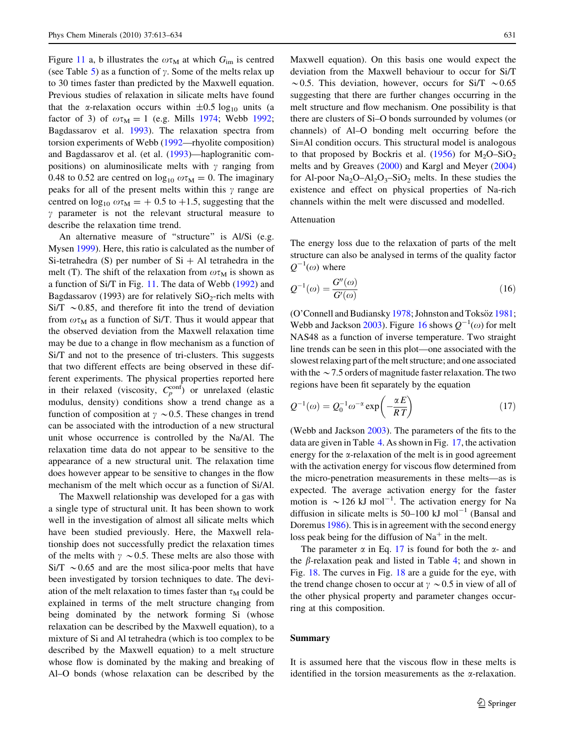Figure 11 a, b illustrates the $\omega\tau_M$ at which $G_{im}$ is centred (see Table 5) as a function of $\gamma$. Some of the melts relax up to 30 times faster than predicted by the Maxwell equation. Previous studies of relaxation in silicate melts have found that the α-relaxation occurs within $\pm 0.5\ \log_{10}$ units (a factor of 3) of $\omega\tau_M = 1$ (e.g. Mills 1974; Webb 1992; Bagdassarov et al. 1993). The relaxation spectra from torsion experiments of Webb (1992—rhyolite composition) and Bagdassarov et al. (et al. (1993)—haplogranitic compositions) on aluminosilicate melts with $\gamma$ ranging from 0.48 to 0.52 are centred on $\log_{10}\omega\tau_M = 0$. The imaginary peaks for all of the present melts within this $\gamma$ range are centred on $\log_{10}\omega\tau_M = +0.5$ to $+1.5$, suggesting that the $\gamma$ parameter is not the relevant structural measure to describe the relaxation time trend.

An alternative measure of "structure" is Al/Si (e.g. Mysen 1999). Here, this ratio is calculated as the number of Si-tetrahedra (S) per number of Si + Al tetrahedra in the melt (T). The shift of the relaxation from $\omega\tau_M$ is shown as a function of Si/T in Fig. 11. The data of Webb (1992) and Bagdassarov (1993) are for relatively $SiO_2$-rich melts with Si/T $\sim$0.85, and therefore fit into the trend of deviation from $\omega\tau_M$ as a function of Si/T. Thus it would appear that the observed deviation from the Maxwell relaxation time may be due to a change in flow mechanism as a function of Si/T and not to the presence of tri-clusters. This suggests that two different effects are being observed in these different experiments. The physical properties reported here in their relaxed (viscosity, $C_p^{conf}$) or unrelaxed (elastic modulus, density) conditions show a trend change as a function of composition at $\gamma \sim 0.5$. These changes in trend can be associated with the introduction of a new structural unit whose occurrence is controlled by the Na/Al. The relaxation time data do not appear to be sensitive to the appearance of a new structural unit. The relaxation time does however appear to be sensitive to changes in the flow mechanism of the melt which occur as a function of Si/Al.

The Maxwell relationship was developed for a gas with a single type of structural unit. It has been shown to work well in the investigation of almost all silicate melts which have been studied previously. Here, the Maxwell relationship does not successfully predict the relaxation times of the melts with $\gamma \sim 0.5$. These melts are also those with Si/T $\sim$0.65 and are the most silica-poor melts that have been investigated by torsion techniques to date. The deviation of the melt relaxation to times faster than $\tau_M$ could be explained in terms of the melt structure changing from being dominated by the network forming Si (whose relaxation can be described by the Maxwell equation), to a mixture of Si and Al tetrahedra (which is too complex to be described by the Maxwell equation) to a melt structure whose flow is dominated by the making and breaking of Al–O bonds (whose relaxation can be described by the Maxwell equation). On this basis one would expect the deviation from the Maxwell behaviour to occur for Si/T $\sim$0.5. This deviation, however, occurs for Si/T $\sim$0.65 suggesting that there are further changes occurring in the melt structure and flow mechanism. One possibility is that there are clusters of Si–O bonds surrounded by volumes (or channels) of Al–O bonding melt occurring before the Si=Al condition occurs. This structural model is analogous to that proposed by Bockris et al. (1956) for $M_2O$–$SiO_2$ melts and by Greaves (2000) and Kargl and Meyer (2004) for Al-poor $Na_2O$–$Al_2O_3$–$SiO_2$ melts. In these studies the existence and effect on physical properties of Na-rich channels within the melt were discussed and modelled.

### Attenuation

The energy loss due to the relaxation of parts of the melt structure can also be analysed in terms of the quality factor $Q^{-1}(\omega)$ where

$$Q^{-1}(\omega) = \frac{G''(\omega)}{G'(\omega)} \tag{16}$$

(O'Connell and Budiansky 1978; Johnston and Toksöz 1981; Webb and Jackson 2003). Figure 16 shows $Q^{-1}(\omega)$ for melt NAS48 as a function of inverse temperature. Two straight line trends can be seen in this plot—one associated with the slowest relaxing part of the melt structure; and one associated with the $\sim$7.5 orders of magnitude faster relaxation. The two regions have been fit separately by the equation

$$Q^{-1}(\omega) = Q_0^{-1}\omega^{-\alpha}\exp\left(-\frac{\alpha E}{RT}\right) \tag{17}$$

(Webb and Jackson 2003). The parameters of the fits to the data are given in Table 4. As shown in Fig. 17, the activation energy for the α-relaxation of the melt is in good agreement with the activation energy for viscous flow determined from the micro-penetration measurements in these melts—as is expected. The average activation energy for the faster motion is $\sim$126 kJ mol$^{-1}$. The activation energy for Na diffusion in silicate melts is 50–100 kJ mol$^{-1}$ (Bansal and Doremus 1986). This is in agreement with the second energy loss peak being for the diffusion of $Na^+$ in the melt.

The parameter $\alpha$ in Eq. 17 is found for both the α- and the β-relaxation peak and listed in Table 4; and shown in Fig. 18. The curves in Fig. 18 are a guide for the eye, with the trend change chosen to occur at $\gamma \sim 0.5$ in view of all of the other physical property and parameter changes occurring at this composition.

## Summary

It is assumed here that the viscous flow in these melts is identified in the torsion measurements as the α-relaxation.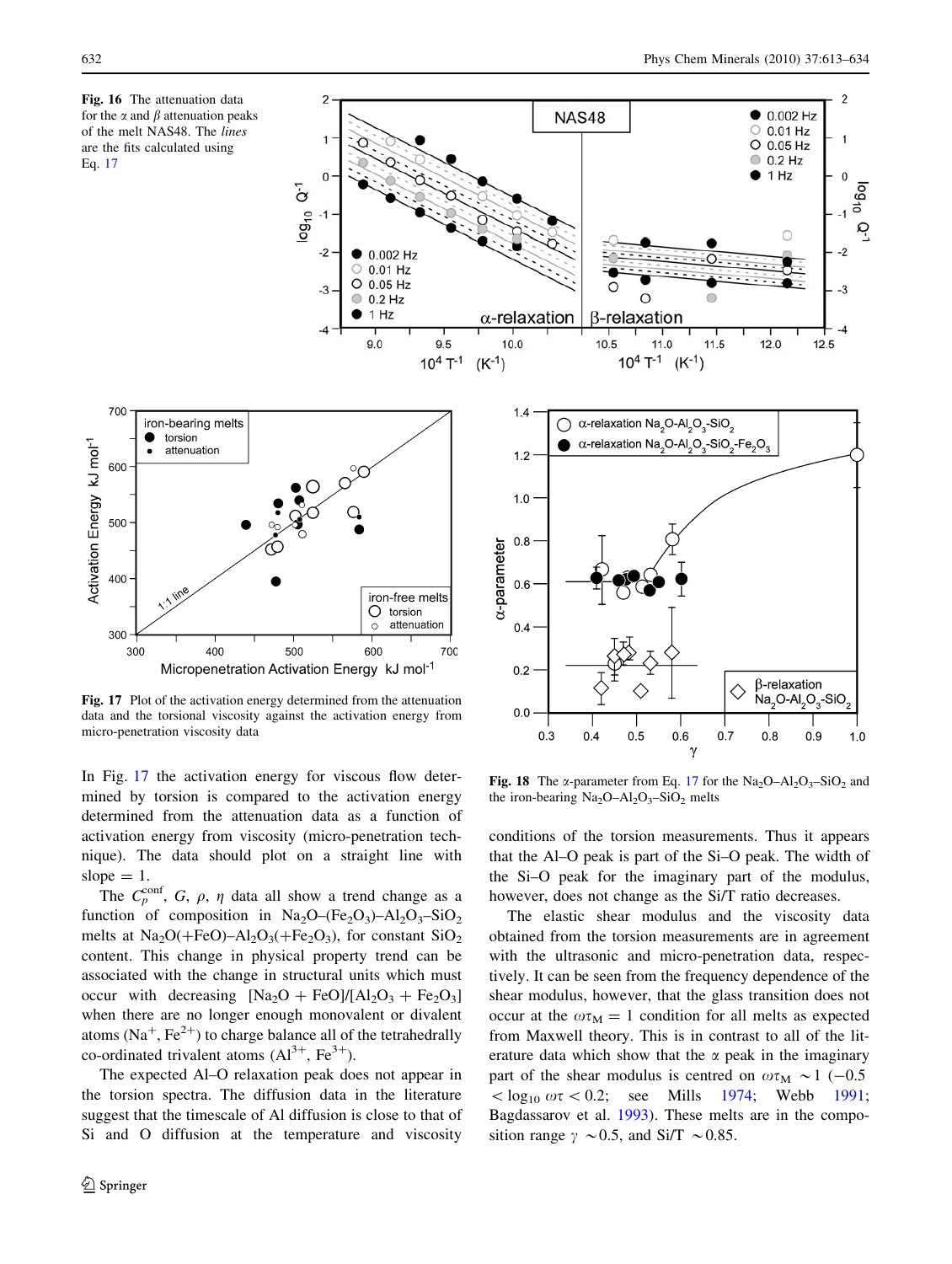**Fig. 16** The attenuation data for the α and β attenuation peaks of the melt NAS48. The *lines* are the fits calculated using Eq. 17

**Fig. 17** Plot of the activation energy determined from the attenuation data and the torsional viscosity against the activation energy from micro-penetration viscosity data

**Fig. 18** The α-parameter from Eq. 17 for the $Na_2O$–$Al_2O_3$–$SiO_2$ and the iron-bearing $Na_2O$–$Al_2O_3$–$SiO_2$ melts

In Fig. 17 the activation energy for viscous flow determined by torsion is compared to the activation energy determined from the attenuation data as a function of activation energy from viscosity (micro-penetration technique). The data should plot on a straight line with slope = 1.

The $C_p^{conf}$, $G$, $\rho$, $\eta$ data all show a trend change as a function of composition in $Na_2O$–$(Fe_2O_3)$–$Al_2O_3$–$SiO_2$ melts at $Na_2O(+FeO)$–$Al_2O_3(+Fe_2O_3)$, for constant $SiO_2$ content. This change in physical property trend can be associated with the change in structural units which must occur with decreasing $[Na_2O + FeO]/[Al_2O_3 + Fe_2O_3]$ when there are no longer enough monovalent or divalent atoms ($Na^+$, $Fe^{2+}$) to charge balance all of the tetrahedrally co-ordinated trivalent atoms ($Al^{3+}$, $Fe^{3+}$).

The expected Al–O relaxation peak does not appear in the torsion spectra. The diffusion data in the literature suggest that the timescale of Al diffusion is close to that of Si and O diffusion at the temperature and viscosity conditions of the torsion measurements. Thus it appears that the Al–O peak is part of the Si–O peak. The width of the Si–O peak for the imaginary part of the modulus, however, does not change as the Si/T ratio decreases.

The elastic shear modulus and the viscosity data obtained from the torsion measurements are in agreement with the ultrasonic and micro-penetration data, respectively. It can be seen from the frequency dependence of the shear modulus, however, that the glass transition does not occur at the $\omega\tau_M = 1$ condition for all melts as expected from Maxwell theory. This is in contrast to all of the literature data which show that the α peak in the imaginary part of the shear modulus is centred on $\omega\tau_M \sim 1$ $(-0.5 < \log_{10} \omega\tau < 0.2$; see Mills 1974; Webb 1991; Bagdassarov et al. 1993). These melts are in the composition range $\gamma \sim 0.5$, and Si/T $\sim 0.85$.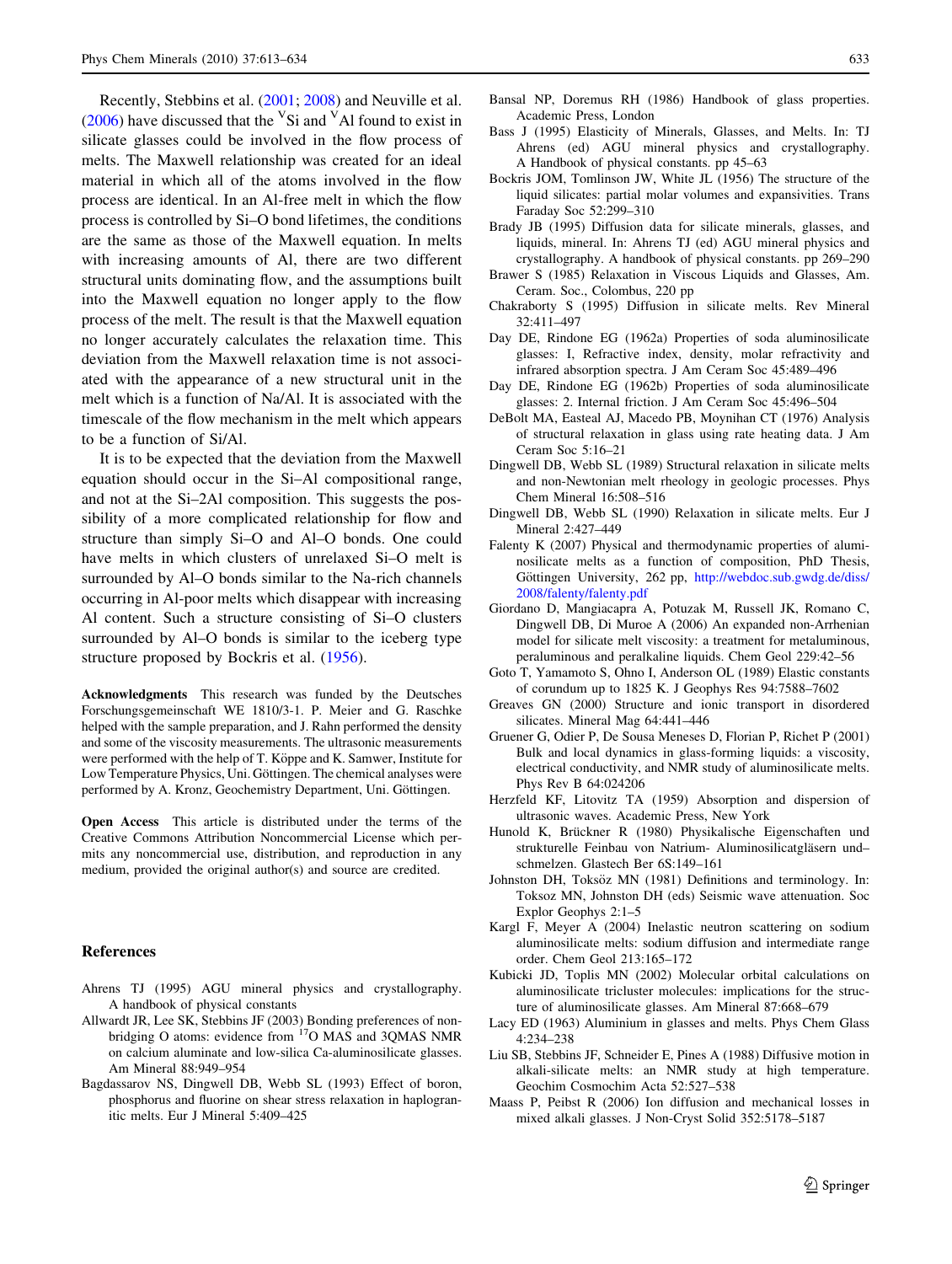Recently, Stebbins et al. (2001; 2008) and Neuville et al. (2006) have discussed that the $^{V}$Si and $^{V}$Al found to exist in silicate glasses could be involved in the flow process of melts. The Maxwell relationship was created for an ideal material in which all of the atoms involved in the flow process are identical. In an Al-free melt in which the flow process is controlled by Si–O bond lifetimes, the conditions are the same as those of the Maxwell equation. In melts with increasing amounts of Al, there are two different structural units dominating flow, and the assumptions built into the Maxwell equation no longer apply to the flow process of the melt. The result is that the Maxwell equation no longer accurately calculates the relaxation time. This deviation from the Maxwell relaxation time is not associated with the appearance of a new structural unit in the melt which is a function of Na/Al. It is associated with the timescale of the flow mechanism in the melt which appears to be a function of Si/Al.

It is to be expected that the deviation from the Maxwell equation should occur in the Si–Al compositional range, and not at the Si–2Al composition. This suggests the possibility of a more complicated relationship for flow and structure than simply Si–O and Al–O bonds. One could have melts in which clusters of unrelaxed Si–O melt is surrounded by Al–O bonds similar to the Na-rich channels occurring in Al-poor melts which disappear with increasing Al content. Such a structure consisting of Si–O clusters surrounded by Al–O bonds is similar to the iceberg type structure proposed by Bockris et al. (1956).

**Acknowledgments** This research was funded by the Deutsches Forschungsgemeinschaft WE 1810/3-1. P. Meier and G. Raschke helped with the sample preparation, and J. Rahn performed the density and some of the viscosity measurements. The ultrasonic measurements were performed with the help of T. Köppe and K. Samwer, Institute for Low Temperature Physics, Uni. Göttingen. The chemical analyses were performed by A. Kronz, Geochemistry Department, Uni. Göttingen.

**Open Access** This article is distributed under the terms of the Creative Commons Attribution Noncommercial License which permits any noncommercial use, distribution, and reproduction in any medium, provided the original author(s) and source are credited.

## References

Ahrens TJ (1995) AGU mineral physics and crystallography. A handbook of physical constants

Allwardt JR, Lee SK, Stebbins JF (2003) Bonding preferences of non-bridging O atoms: evidence from $^{17}$O MAS and 3QMAS NMR on calcium aluminate and low-silica Ca-aluminosilicate glasses. Am Mineral 88:949–954

Bagdassarov NS, Dingwell DB, Webb SL (1993) Effect of boron, phosphorus and fluorine on shear stress relaxation in haplogranitic melts. Eur J Mineral 5:409–425

Bansal NP, Doremus RH (1986) Handbook of glass properties. Academic Press, London

Bass J (1995) Elasticity of Minerals, Glasses, and Melts. In: TJ Ahrens (ed) AGU mineral physics and crystallography. A Handbook of physical constants. pp 45–63

Bockris JOM, Tomlinson JW, White JL (1956) The structure of the liquid silicates: partial molar volumes and expansivities. Trans Faraday Soc 52:299–310

Brady JB (1995) Diffusion data for silicate minerals, glasses, and liquids, mineral. In: Ahrens TJ (ed) AGU mineral physics and crystallography. A handbook of physical constants. pp 269–290

Brawer S (1985) Relaxation in Viscous Liquids and Glasses, Am. Ceram. Soc., Colombus, 220 pp

Chakraborty S (1995) Diffusion in silicate melts. Rev Mineral 32:411–497

Day DE, Rindone EG (1962a) Properties of soda aluminosilicate glasses: I, Refractive index, density, molar refractivity and infrared absorption spectra. J Am Ceram Soc 45:489–496

Day DE, Rindone EG (1962b) Properties of soda aluminosilicate glasses: 2. Internal friction. J Am Ceram Soc 45:496–504

DeBolt MA, Easteal AJ, Macedo PB, Moynihan CT (1976) Analysis of structural relaxation in glass using rate heating data. J Am Ceram Soc 5:16–21

Dingwell DB, Webb SL (1989) Structural relaxation in silicate melts and non-Newtonian melt rheology in geologic processes. Phys Chem Mineral 16:508–516

Dingwell DB, Webb SL (1990) Relaxation in silicate melts. Eur J Mineral 2:427–449

Falenty K (2007) Physical and thermodynamic properties of aluminosilicate melts as a function of composition, PhD Thesis, Göttingen University, 262 pp, http://webdoc.sub.gwdg.de/diss/2008/falenty/falenty.pdf

Giordano D, Mangiacapra A, Potuzak M, Russell JK, Romano C, Dingwell DB, Di Muroe A (2006) An expanded non-Arrhenian model for silicate melt viscosity: a treatment for metaluminous, peraluminous and peralkaline liquids. Chem Geol 229:42–56

Goto T, Yamamoto S, Ohno I, Anderson OL (1989) Elastic constants of corundum up to 1825 K. J Geophys Res 94:7588–7602

Greaves GN (2000) Structure and ionic transport in disordered silicates. Mineral Mag 64:441–446

Gruener G, Odier P, De Sousa Meneses D, Florian P, Richet P (2001) Bulk and local dynamics in glass-forming liquids: a viscosity, electrical conductivity, and NMR study of aluminosilicate melts. Phys Rev B 64:024206

Herzfeld KF, Litovitz TA (1959) Absorption and dispersion of ultrasonic waves. Academic Press, New York

Hunold K, Brückner R (1980) Physikalische Eigenschaften und strukturelle Feinbau von Natrium- Aluminosilicatgläsern und–schmelzen. Glastech Ber 6S:149–161

Johnston DH, Toksöz MN (1981) Definitions and terminology. In: Toksoz MN, Johnston DH (eds) Seismic wave attenuation. Soc Explor Geophys 2:1–5

Kargl F, Meyer A (2004) Inelastic neutron scattering on sodium aluminosilicate melts: sodium diffusion and intermediate range order. Chem Geol 213:165–172

Kubicki JD, Toplis MN (2002) Molecular orbital calculations on aluminosilicate tricluster molecules: implications for the structure of aluminosilicate glasses. Am Mineral 87:668–679

Lacy ED (1963) Aluminium in glasses and melts. Phys Chem Glass 4:234–238

Liu SB, Stebbins JF, Schneider E, Pines A (1988) Diffusive motion in alkali-silicate melts: an NMR study at high temperature. Geochim Cosmochim Acta 52:527–538

Maass P, Peibst R (2006) Ion diffusion and mechanical losses in mixed alkali glasses. J Non-Cryst Solid 352:5178–5187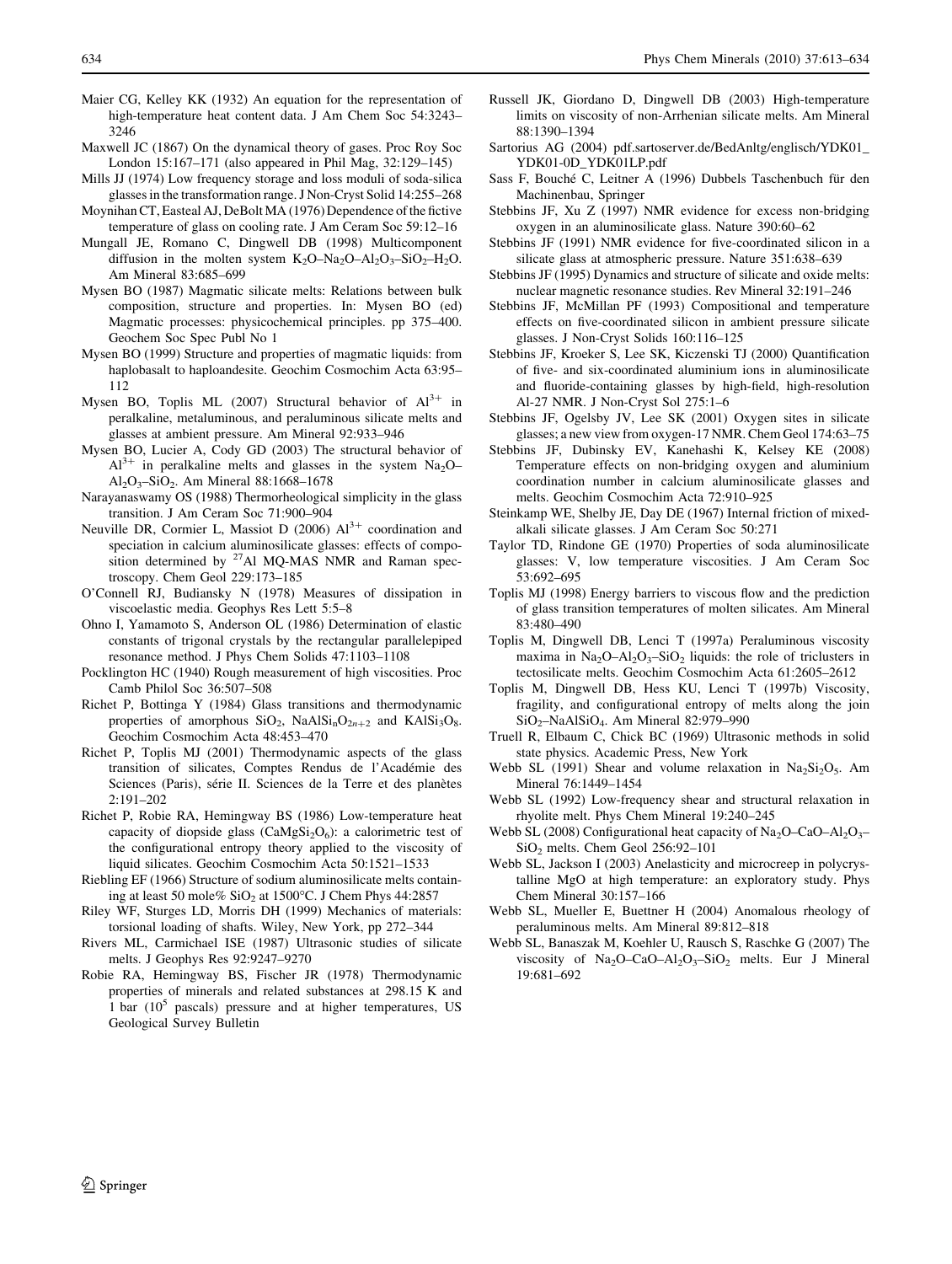Maier CG, Kelley KK (1932) An equation for the representation of high-temperature heat content data. J Am Chem Soc 54:3243–3246

Maxwell JC (1867) On the dynamical theory of gases. Proc Roy Soc London 15:167–171 (also appeared in Phil Mag, 32:129–145)

Mills JJ (1974) Low frequency storage and loss moduli of soda-silica glasses in the transformation range. J Non-Cryst Solid 14:255–268

Moynihan CT, Easteal AJ, DeBolt MA (1976) Dependence of the fictive temperature of glass on cooling rate. J Am Ceram Soc 59:12–16

Mungall JE, Romano C, Dingwell DB (1998) Multicomponent diffusion in the molten system $K_2O$–$Na_2O$–$Al_2O_3$–$SiO_2$–$H_2O$. Am Mineral 83:685–699

Mysen BO (1987) Magmatic silicate melts: Relations between bulk composition, structure and properties. In: Mysen BO (ed) Magmatic processes: physicochemical principles. pp 375–400. Geochem Soc Spec Publ No 1

Mysen BO (1999) Structure and properties of magmatic liquids: from haplobasalt to haploandesite. Geochim Cosmochim Acta 63:95–112

Mysen BO, Toplis ML (2007) Structural behavior of $Al^{3+}$ in peralkaline, metaluminous, and peraluminous silicate melts and glasses at ambient pressure. Am Mineral 92:933–946

Mysen BO, Lucier A, Cody GD (2003) The structural behavior of $Al^{3+}$ in peralkaline melts and glasses in the system $Na_2O$–$Al_2O_3$–$SiO_2$. Am Mineral 88:1668–1678

Narayanaswamy OS (1988) Thermorheological simplicity in the glass transition. J Am Ceram Soc 71:900–904

Neuville DR, Cormier L, Massiot D (2006) $Al^{3+}$ coordination and speciation in calcium aluminosilicate glasses: effects of composition determined by $^{27}$Al MQ-MAS NMR and Raman spectroscopy. Chem Geol 229:173–185

O'Connell RJ, Budiansky N (1978) Measures of dissipation in viscoelastic media. Geophys Res Lett 5:5–8

Ohno I, Yamamoto S, Anderson OL (1986) Determination of elastic constants of trigonal crystals by the rectangular parallelepiped resonance method. J Phys Chem Solids 47:1103–1108

Pocklington HC (1940) Rough measurement of high viscosities. Proc Camb Philol Soc 36:507–508

Richet P, Bottinga Y (1984) Glass transitions and thermodynamic properties of amorphous $SiO_2$, $NaAlSi_nO_{2n+2}$ and $KAlSi_3O_8$. Geochim Cosmochim Acta 48:453–470

Richet P, Toplis MJ (2001) Thermodynamic aspects of the glass transition of silicates, Comptes Rendus de l'Académie des Sciences (Paris), série II. Sciences de la Terre et des planètes 2:191–202

Richet P, Robie RA, Hemingway BS (1986) Low-temperature heat capacity of diopside glass ($CaMgSi_2O_6$): a calorimetric test of the configurational entropy theory applied to the viscosity of liquid silicates. Geochim Cosmochim Acta 50:1521–1533

Riebling EF (1966) Structure of sodium aluminosilicate melts containing at least 50 mole% $SiO_2$ at 1500°C. J Chem Phys 44:2857

Riley WF, Sturges LD, Morris DH (1999) Mechanics of materials: torsional loading of shafts. Wiley, New York, pp 272–344

Rivers ML, Carmichael ISE (1987) Ultrasonic studies of silicate melts. J Geophys Res 92:9247–9270

Robie RA, Hemingway BS, Fischer JR (1978) Thermodynamic properties of minerals and related substances at 298.15 K and 1 bar ($10^5$ pascals) pressure and at higher temperatures, US Geological Survey Bulletin

Russell JK, Giordano D, Dingwell DB (2003) High-temperature limits on viscosity of non-Arrhenian silicate melts. Am Mineral 88:1390–1394

Sartorius AG (2004) pdf.sartoserver.de/BedAnltg/englisch/YDK01_YDK01-0D_YDK01LP.pdf

Sass F, Bouché C, Leitner A (1996) Dubbels Taschenbuch für den Machinenbau, Springer

Stebbins JF, Xu Z (1997) NMR evidence for excess non-bridging oxygen in an aluminosilicate glass. Nature 390:60–62

Stebbins JF (1991) NMR evidence for five-coordinated silicon in a silicate glass at atmospheric pressure. Nature 351:638–639

Stebbins JF (1995) Dynamics and structure of silicate and oxide melts: nuclear magnetic resonance studies. Rev Mineral 32:191–246

Stebbins JF, McMillan PF (1993) Compositional and temperature effects on five-coordinated silicon in ambient pressure silicate glasses. J Non-Cryst Solids 160:116–125

Stebbins JF, Kroeker S, Lee SK, Kiczenski TJ (2000) Quantification of five- and six-coordinated aluminium ions in aluminosilicate and fluoride-containing glasses by high-field, high-resolution Al-27 NMR. J Non-Cryst Sol 275:1–6

Stebbins JF, Ogelsby JV, Lee SK (2001) Oxygen sites in silicate glasses; a new view from oxygen-17 NMR. Chem Geol 174:63–75

Stebbins JF, Dubinsky EV, Kanehashi K, Kelsey KE (2008) Temperature effects on non-bridging oxygen and aluminium coordination number in calcium aluminosilicate glasses and melts. Geochim Cosmochim Acta 72:910–925

Steinkamp WE, Shelby JE, Day DE (1967) Internal friction of mixed-alkali silicate glasses. J Am Ceram Soc 50:271

Taylor TD, Rindone GE (1970) Properties of soda aluminosilicate glasses: V, low temperature viscosities. J Am Ceram Soc 53:692–695

Toplis MJ (1998) Energy barriers to viscous flow and the prediction of glass transition temperatures of molten silicates. Am Mineral 83:480–490

Toplis M, Dingwell DB, Lenci T (1997a) Peraluminous viscosity maxima in $Na_2O$–$Al_2O_3$–$SiO_2$ liquids: the role of triclusters in tectosilicate melts. Geochim Cosmochim Acta 61:2605–2612

Toplis M, Dingwell DB, Hess KU, Lenci T (1997b) Viscosity, fragility, and configurational entropy of melts along the join $SiO_2$–$NaAlSiO_4$. Am Mineral 82:979–990

Truell R, Elbaum C, Chick BC (1969) Ultrasonic methods in solid state physics. Academic Press, New York

Webb SL (1991) Shear and volume relaxation in $Na_2Si_2O_5$. Am Mineral 76:1449–1454

Webb SL (1992) Low-frequency shear and structural relaxation in rhyolite melt. Phys Chem Mineral 19:240–245

Webb SL (2008) Configurational heat capacity of $Na_2O$–$CaO$–$Al_2O_3$–$SiO_2$ melts. Chem Geol 256:92–101

Webb SL, Jackson I (2003) Anelasticity and microcreep in polycrystalline MgO at high temperature: an exploratory study. Phys Chem Mineral 30:157–166

Webb SL, Mueller E, Buettner H (2004) Anomalous rheology of peraluminous melts. Am Mineral 89:812–818

Webb SL, Banaszak M, Koehler U, Rausch S, Raschke G (2007) The viscosity of $Na_2O$–$CaO$–$Al_2O_3$–$SiO_2$ melts. Eur J Mineral 19:681–692